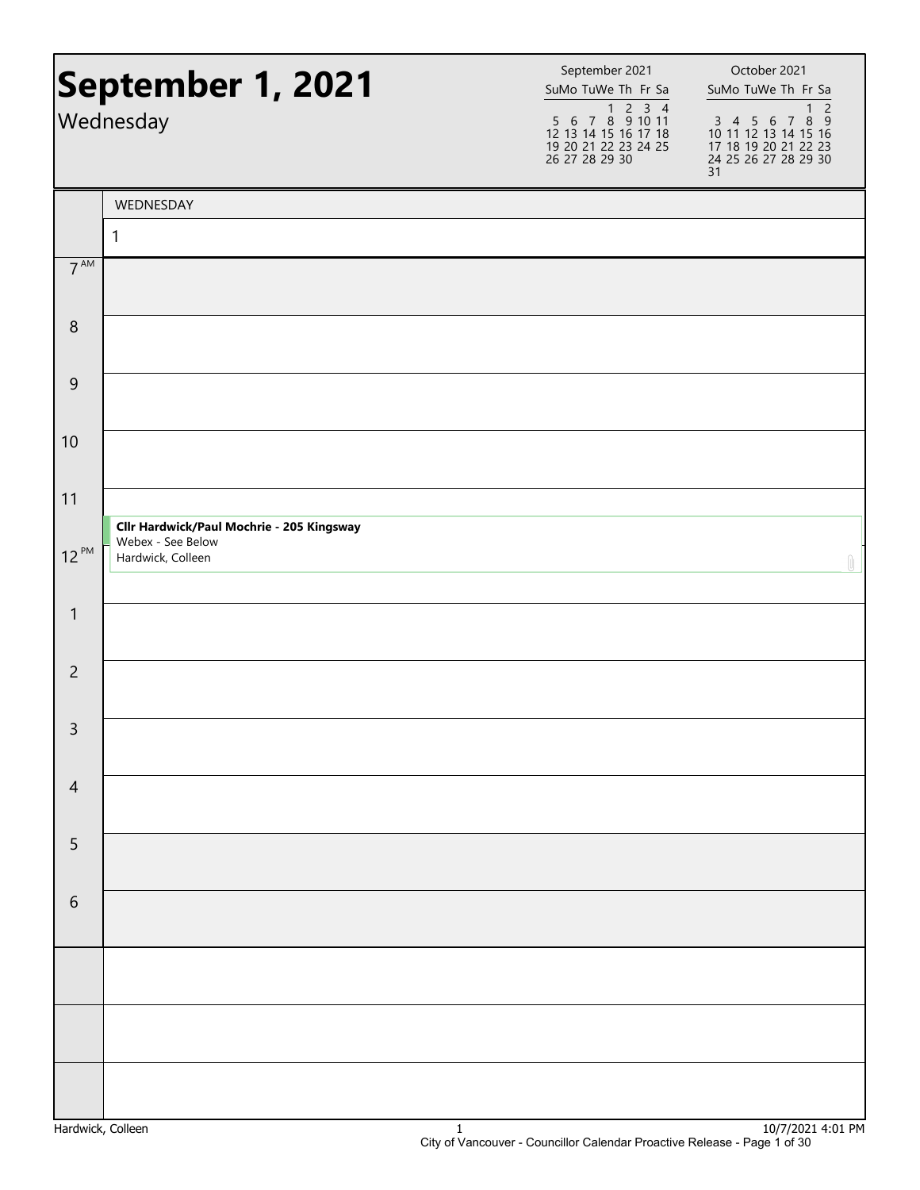# September 1, 2021

Wednesday

| September 2021 | | | | | | |
|---|---|---|---|---|---|---|
| Su | Mo | Tu | We | Th | Fr | Sa |
| | | | 1 | 2 | 3 | 4 |
| 5 | 6 | 7 | 8 | 9 | 10 | 11 |
| 12 | 13 | 14 | 15 | 16 | 17 | 18 |
| 19 | 20 | 21 | 22 | 23 | 24 | 25 |
| 26 | 27 | 28 | 29 | 30 | | |

| October 2021 | | | | | | |
|---|---|---|---|---|---|---|
| Su | Mo | Tu | We | Th | Fr | Sa |
| | | | | | 1 | 2 |
| 3 | 4 | 5 | 6 | 7 | 8 | 9 |
| 10 | 11 | 12 | 13 | 14 | 15 | 16 |
| 17 | 18 | 19 | 20 | 21 | 22 | 23 |
| 24 | 25 | 26 | 27 | 28 | 29 | 30 |
| 31 | | | | | | |

| Time | WEDNESDAY 1 |
|---|---|
| 7 AM | |
| 8 | |
| 9 | |
| 10 | |
| 11 | **Cllr Hardwick/Paul Mochrie - 205 Kingsway**<br>Webex - See Below<br>Hardwick, Colleen |
| 12 PM | |
| 1 | |
| 2 | |
| 3 | |
| 4 | |
| 5 | |
| 6 | |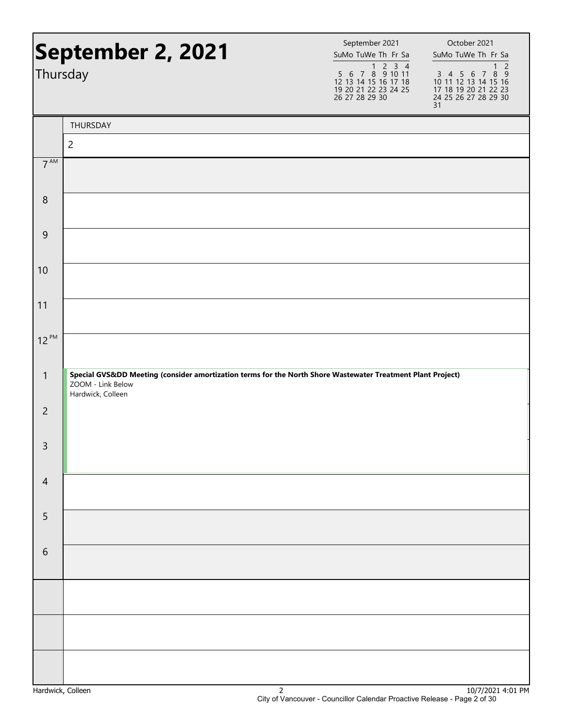# September 2, 2021

Thursday

| September 2021 | | | | | | |
|---|---|---|---|---|---|---|
| Su | Mo | Tu | We | Th | Fr | Sa |
| | | | 1 | 2 | 3 | 4 |
| 5 | 6 | 7 | 8 | 9 | 10 | 11 |
| 12 | 13 | 14 | 15 | 16 | 17 | 18 |
| 19 | 20 | 21 | 22 | 23 | 24 | 25 |
| 26 | 27 | 28 | 29 | 30 | | |

| October 2021 | | | | | | |
|---|---|---|---|---|---|---|
| Su | Mo | Tu | We | Th | Fr | Sa |
| | | | | | 1 | 2 |
| 3 | 4 | 5 | 6 | 7 | 8 | 9 |
| 10 | 11 | 12 | 13 | 14 | 15 | 16 |
| 17 | 18 | 19 | 20 | 21 | 22 | 23 |
| 24 | 25 | 26 | 27 | 28 | 29 | 30 |
| 31 | | | | | | |

| | THURSDAY 2 |
|---|---|
| 7 AM | |
| 8 | |
| 9 | |
| 10 | |
| 11 | |
| 12 PM | |
| 1 | **Special GVS&DD Meeting (consider amortization terms for the North Shore Wastewater Treatment Plant Project)**<br>ZOOM - Link Below<br>Hardwick, Colleen |
| 2 | |
| 3 | |
| 4 | |
| 5 | |
| 6 | |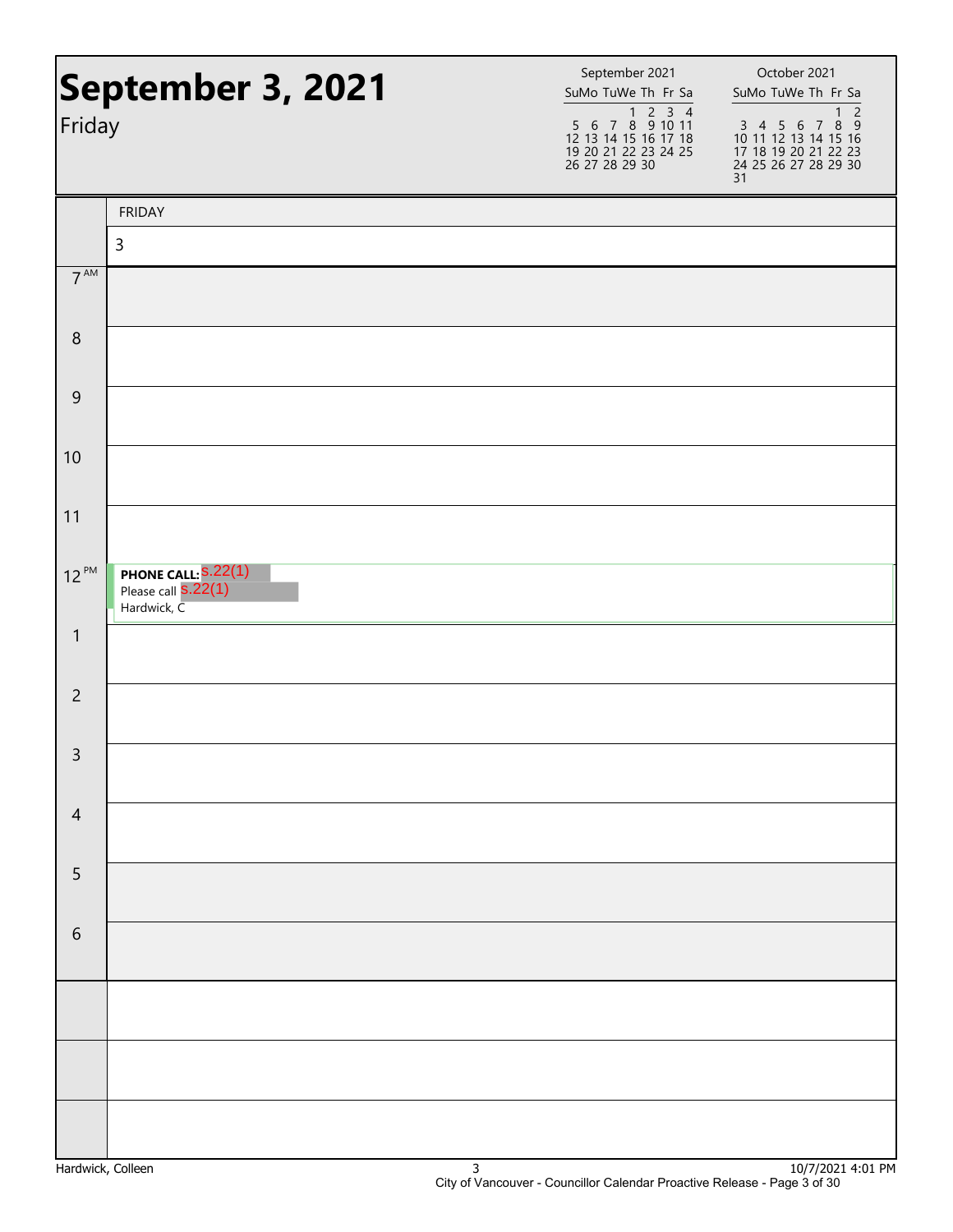# September 3, 2021

Friday

| September 2021 | | | | | | |
|---|---|---|---|---|---|---|
| Su | Mo | Tu | We | Th | Fr | Sa |
| | | | 1 | 2 | 3 | 4 |
| 5 | 6 | 7 | 8 | 9 | 10 | 11 |
| 12 | 13 | 14 | 15 | 16 | 17 | 18 |
| 19 | 20 | 21 | 22 | 23 | 24 | 25 |
| 26 | 27 | 28 | 29 | 30 | | |

| October 2021 | | | | | | |
|---|---|---|---|---|---|---|
| Su | Mo | Tu | We | Th | Fr | Sa |
| | | | | | 1 | 2 |
| 3 | 4 | 5 | 6 | 7 | 8 | 9 |
| 10 | 11 | 12 | 13 | 14 | 15 | 16 |
| 17 | 18 | 19 | 20 | 21 | 22 | 23 |
| 24 | 25 | 26 | 27 | 28 | 29 | 30 |
| 31 | | | | | | |

| | FRIDAY 3 |
|---|---|
| 7 AM | |
| 8 | |
| 9 | |
| 10 | |
| 11 | |
| 12 PM | **PHONE CALL:** s.22(1) Please call s.22(1) Hardwick, C |
| 1 | |
| 2 | |
| 3 | |
| 4 | |
| 5 | |
| 6 | |

Hardwick, Colleen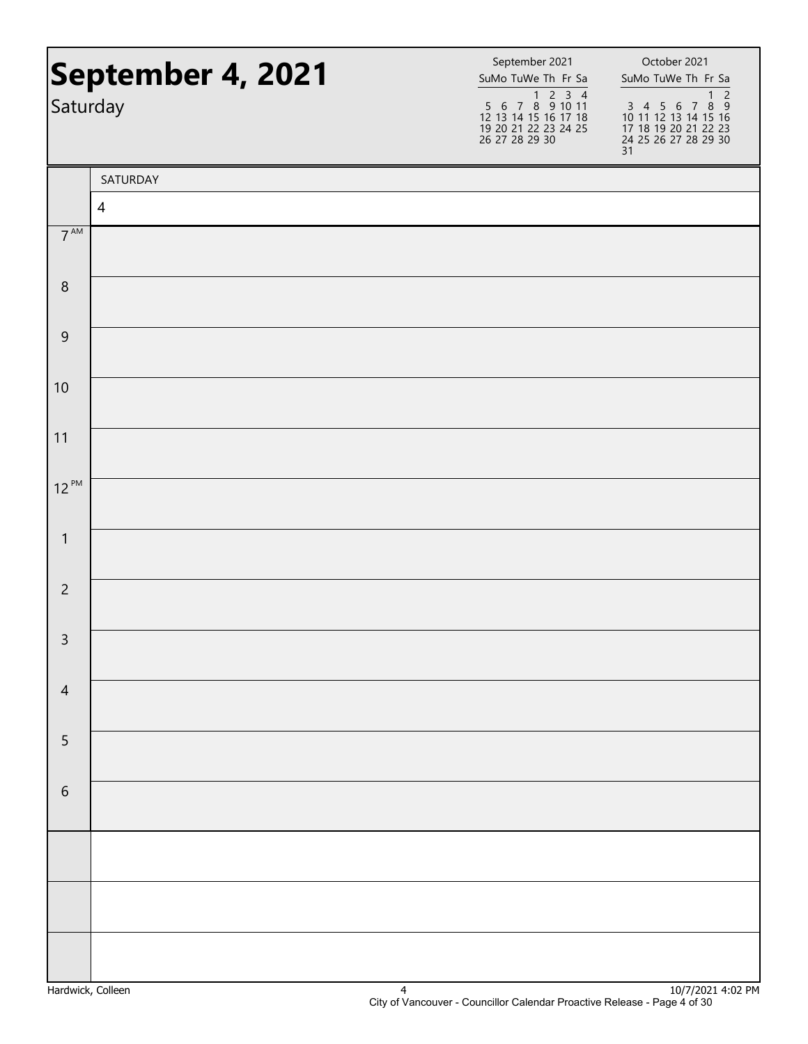# September 4, 2021

Saturday

| September 2021 | | | | | | |
|---|---|---|---|---|---|---|
| Su | Mo | Tu | We | Th | Fr | Sa |
| | | | 1 | 2 | 3 | 4 |
| 5 | 6 | 7 | 8 | 9 | 10 | 11 |
| 12 | 13 | 14 | 15 | 16 | 17 | 18 |
| 19 | 20 | 21 | 22 | 23 | 24 | 25 |
| 26 | 27 | 28 | 29 | 30 | | |

| October 2021 | | | | | | |
|---|---|---|---|---|---|---|
| Su | Mo | Tu | We | Th | Fr | Sa |
| | | | | | 1 | 2 |
| 3 | 4 | 5 | 6 | 7 | 8 | 9 |
| 10 | 11 | 12 | 13 | 14 | 15 | 16 |
| 17 | 18 | 19 | 20 | 21 | 22 | 23 |
| 24 | 25 | 26 | 27 | 28 | 29 | 30 |
| 31 | | | | | | |

| | SATURDAY |
|---|---|
| | 4 |
| 7 AM | |
| 8 | |
| 9 | |
| 10 | |
| 11 | |
| 12 PM | |
| 1 | |
| 2 | |
| 3 | |
| 4 | |
| 5 | |
| 6 | |
| | |
| | |
| | |

Hardwick, Colleen — 10/7/2021 4:02 PM

City of Vancouver - Councillor Calendar Proactive Release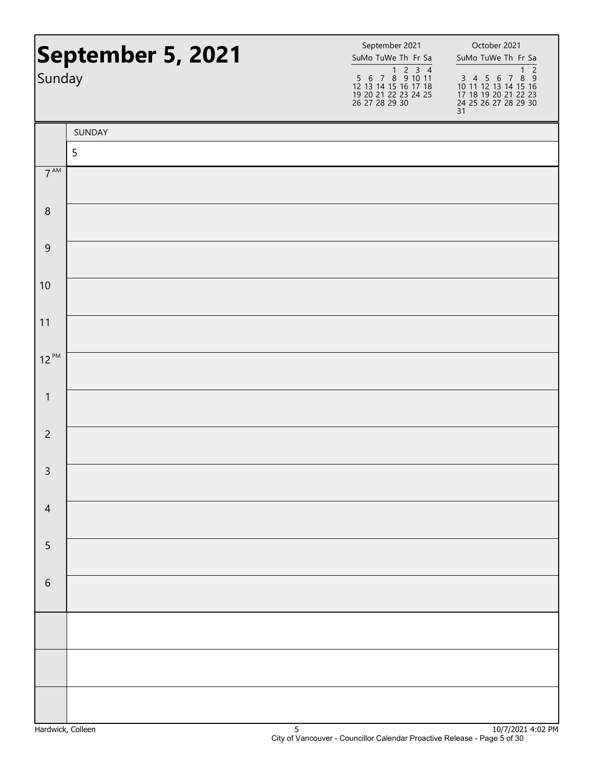# September 5, 2021

Sunday

| September 2021 | | | | | | |
|---|---|---|---|---|---|---|
| Su | Mo | Tu | We | Th | Fr | Sa |
| | | | 1 | 2 | 3 | 4 |
| 5 | 6 | 7 | 8 | 9 | 10 | 11 |
| 12 | 13 | 14 | 15 | 16 | 17 | 18 |
| 19 | 20 | 21 | 22 | 23 | 24 | 25 |
| 26 | 27 | 28 | 29 | 30 | | |

| October 2021 | | | | | | |
|---|---|---|---|---|---|---|
| Su | Mo | Tu | We | Th | Fr | Sa |
| | | | | | 1 | 2 |
| 3 | 4 | 5 | 6 | 7 | 8 | 9 |
| 10 | 11 | 12 | 13 | 14 | 15 | 16 |
| 17 | 18 | 19 | 20 | 21 | 22 | 23 |
| 24 | 25 | 26 | 27 | 28 | 29 | 30 |
| 31 | | | | | | |

| | SUNDAY |
|---|---|
| | 5 |
| 7 AM | |
| 8 | |
| 9 | |
| 10 | |
| 11 | |
| 12 PM | |
| 1 | |
| 2 | |
| 3 | |
| 4 | |
| 5 | |
| 6 | |
| | |
| | |
| | |

Hardwick, Colleen — 10/7/2021 4:02 PM

City of Vancouver - Councillor Calendar Proactive Release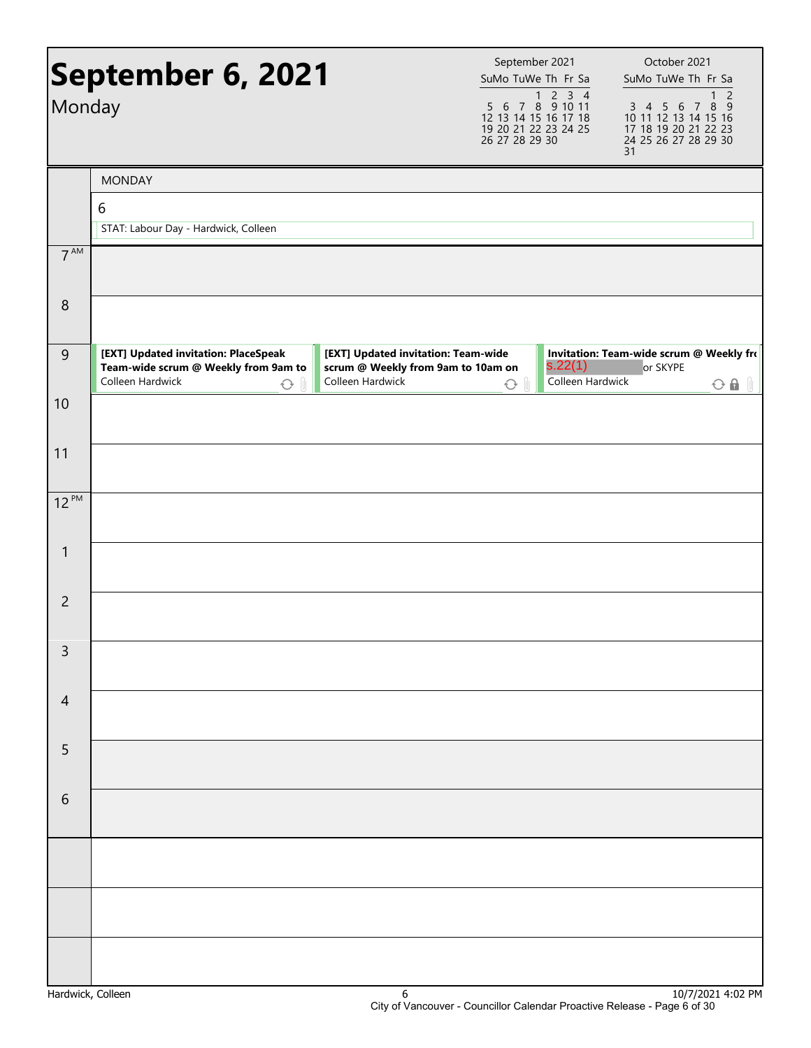# September 6, 2021

Monday

| September 2021 | | | | | | |
|---|---|---|---|---|---|---|
| Su | Mo | Tu | We | Th | Fr | Sa |
| | | | 1 | 2 | 3 | 4 |
| 5 | 6 | 7 | 8 | 9 | 10 | 11 |
| 12 | 13 | 14 | 15 | 16 | 17 | 18 |
| 19 | 20 | 21 | 22 | 23 | 24 | 25 |
| 26 | 27 | 28 | 29 | 30 | | |

| October 2021 | | | | | | |
|---|---|---|---|---|---|---|
| Su | Mo | Tu | We | Th | Fr | Sa |
| | | | | | 1 | 2 |
| 3 | 4 | 5 | 6 | 7 | 8 | 9 |
| 10 | 11 | 12 | 13 | 14 | 15 | 16 |
| 17 | 18 | 19 | 20 | 21 | 22 | 23 |
| 24 | 25 | 26 | 27 | 28 | 29 | 30 |
| 31 | | | | | | |

MONDAY

6

STAT: Labour Day - Hardwick, Colleen

| Time | Events |
|---|---|
| 7 AM | |
| 8 | |
| 9 | **[EXT] Updated invitation: PlaceSpeak Team-wide scrum @ Weekly from 9am to** Colleen Hardwick; **[EXT] Updated invitation: Team-wide scrum @ Weekly from 9am to 10am on** Colleen Hardwick; **Invitation: Team-wide scrum @ Weekly fro** s.22(1) or SKYPE Colleen Hardwick |
| 10 | |
| 11 | |
| 12 PM | |
| 1 | |
| 2 | |
| 3 | |
| 4 | |
| 5 | |
| 6 | |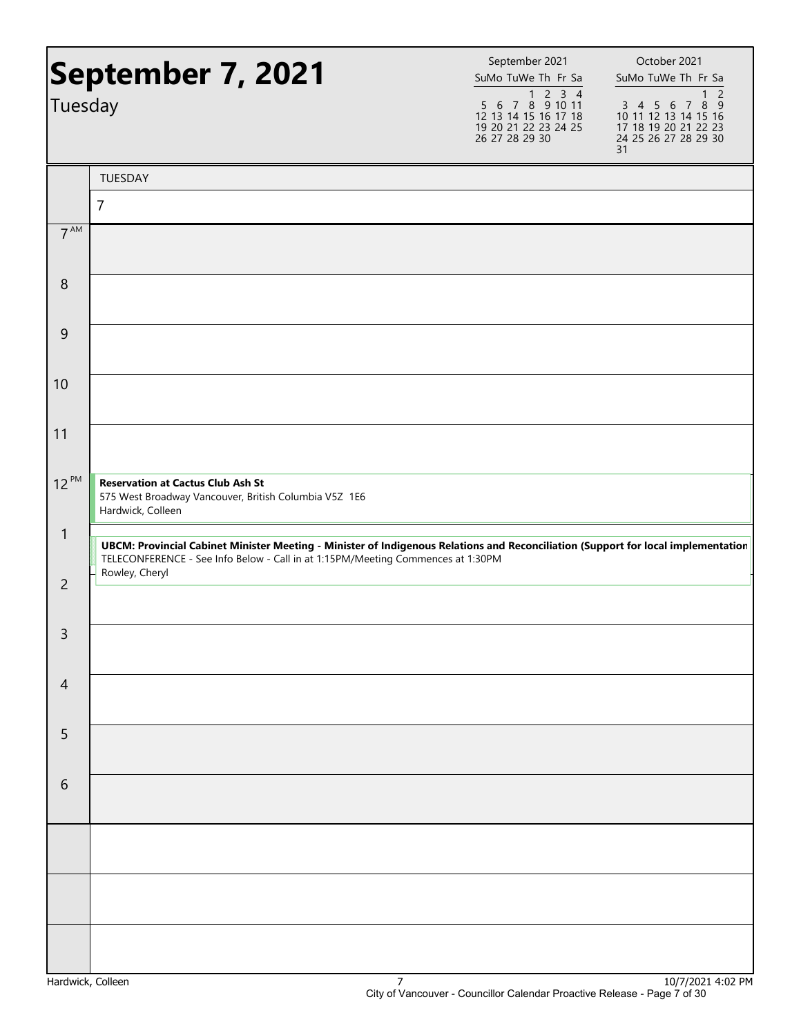# September 7, 2021

Tuesday

| September 2021 | | | | | | |
|---|---|---|---|---|---|---|
| Su | Mo | Tu | We | Th | Fr | Sa |
| | | | 1 | 2 | 3 | 4 |
| 5 | 6 | 7 | 8 | 9 | 10 | 11 |
| 12 | 13 | 14 | 15 | 16 | 17 | 18 |
| 19 | 20 | 21 | 22 | 23 | 24 | 25 |
| 26 | 27 | 28 | 29 | 30 | | |

| October 2021 | | | | | | |
|---|---|---|---|---|---|---|
| Su | Mo | Tu | We | Th | Fr | Sa |
| | | | | | 1 | 2 |
| 3 | 4 | 5 | 6 | 7 | 8 | 9 |
| 10 | 11 | 12 | 13 | 14 | 15 | 16 |
| 17 | 18 | 19 | 20 | 21 | 22 | 23 |
| 24 | 25 | 26 | 27 | 28 | 29 | 30 |
| 31 | | | | | | |

| | TUESDAY 7 |
|---|---|
| 7 AM | |
| 8 | |
| 9 | |
| 10 | |
| 11 | |
| 12 PM | **Reservation at Cactus Club Ash St**<br>575 West Broadway Vancouver, British Columbia V5Z 1E6<br>Hardwick, Colleen |
| 1 | **UBCM: Provincial Cabinet Minister Meeting - Minister of Indigenous Relations and Reconciliation (Support for local implementation**<br>TELECONFERENCE - See Info Below - Call in at 1:15PM/Meeting Commences at 1:30PM<br>Rowley, Cheryl |
| 2 | |
| 3 | |
| 4 | |
| 5 | |
| 6 | |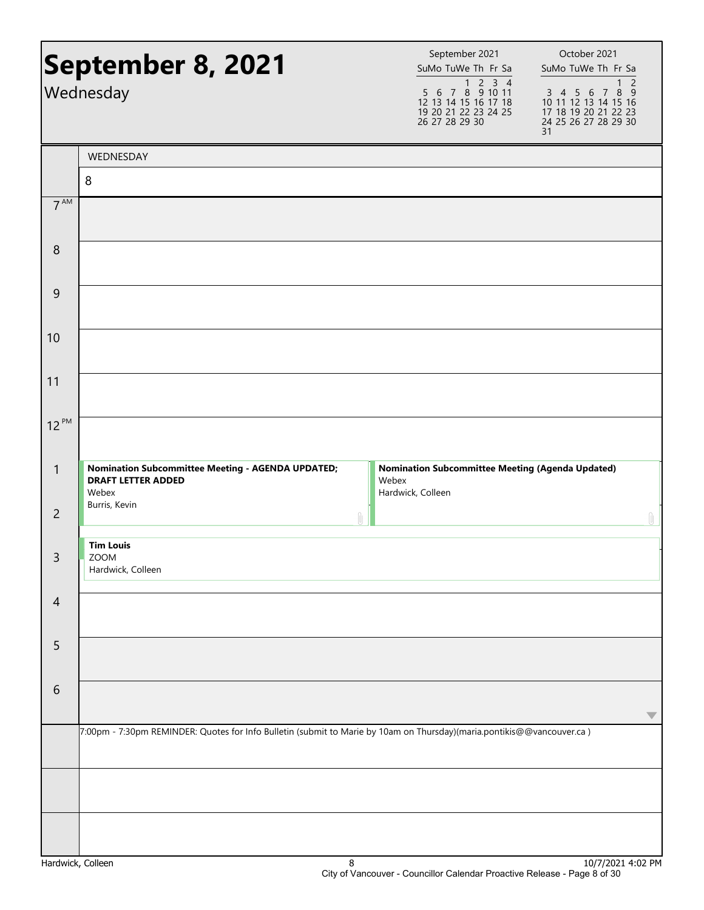# September 8, 2021

Wednesday

| September 2021 | | | | | | |
|---|---|---|---|---|---|---|
| Su | Mo | Tu | We | Th | Fr | Sa |
| | | | 1 | 2 | 3 | 4 |
| 5 | 6 | 7 | 8 | 9 | 10 | 11 |
| 12 | 13 | 14 | 15 | 16 | 17 | 18 |
| 19 | 20 | 21 | 22 | 23 | 24 | 25 |
| 26 | 27 | 28 | 29 | 30 | | |

| October 2021 | | | | | | |
|---|---|---|---|---|---|---|
| Su | Mo | Tu | We | Th | Fr | Sa |
| | | | | | 1 | 2 |
| 3 | 4 | 5 | 6 | 7 | 8 | 9 |
| 10 | 11 | 12 | 13 | 14 | 15 | 16 |
| 17 | 18 | 19 | 20 | 21 | 22 | 23 |
| 24 | 25 | 26 | 27 | 28 | 29 | 30 |
| 31 | | | | | | |

WEDNESDAY

8

| Time | Events |
|---|---|
| 7 AM | |
| 8 | |
| 9 | |
| 10 | |
| 11 | |
| 12 PM | |
| 1 | **Nomination Subcommittee Meeting - AGENDA UPDATED; DRAFT LETTER ADDED** Webex Burris, Kevin / **Nomination Subcommittee Meeting (Agenda Updated)** Webex Hardwick, Colleen |
| 2 | |
| 3 | **Tim Louis** ZOOM Hardwick, Colleen |
| 4 | |
| 5 | |
| 6 | |

7:00pm - 7:30pm REMINDER: Quotes for Info Bulletin (submit to Marie by 10am on Thursday)(maria.pontikis@@vancouver.ca )

Hardwick, Colleen

10/7/2021 4:02 PM

City of Vancouver - Councillor Calendar Proactive Release - Page 8 of 30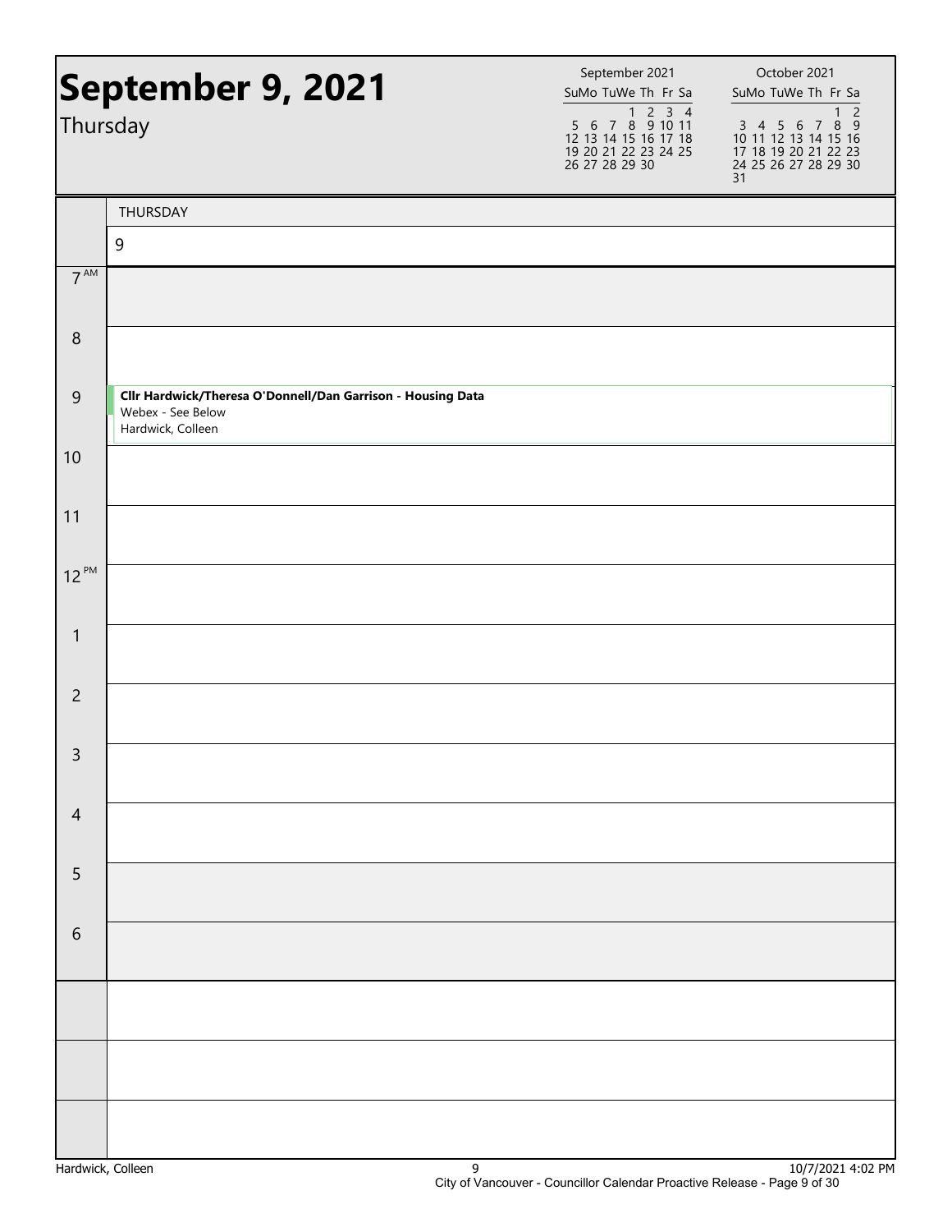# September 9, 2021

Thursday

| September 2021 | | | | | | |
|---|---|---|---|---|---|---|
| Su | Mo | Tu | We | Th | Fr | Sa |
| | | | 1 | 2 | 3 | 4 |
| 5 | 6 | 7 | 8 | 9 | 10 | 11 |
| 12 | 13 | 14 | 15 | 16 | 17 | 18 |
| 19 | 20 | 21 | 22 | 23 | 24 | 25 |
| 26 | 27 | 28 | 29 | 30 | | |

| October 2021 | | | | | | |
|---|---|---|---|---|---|---|
| Su | Mo | Tu | We | Th | Fr | Sa |
| | | | | | 1 | 2 |
| 3 | 4 | 5 | 6 | 7 | 8 | 9 |
| 10 | 11 | 12 | 13 | 14 | 15 | 16 |
| 17 | 18 | 19 | 20 | 21 | 22 | 23 |
| 24 | 25 | 26 | 27 | 28 | 29 | 30 |
| 31 | | | | | | |

| | THURSDAY 9 |
|---|---|
| 7 AM | |
| 8 | |
| 9 | **Cllr Hardwick/Theresa O'Donnell/Dan Garrison - Housing Data**<br>Webex - See Below<br>Hardwick, Colleen |
| 10 | |
| 11 | |
| 12 PM | |
| 1 | |
| 2 | |
| 3 | |
| 4 | |
| 5 | |
| 6 | |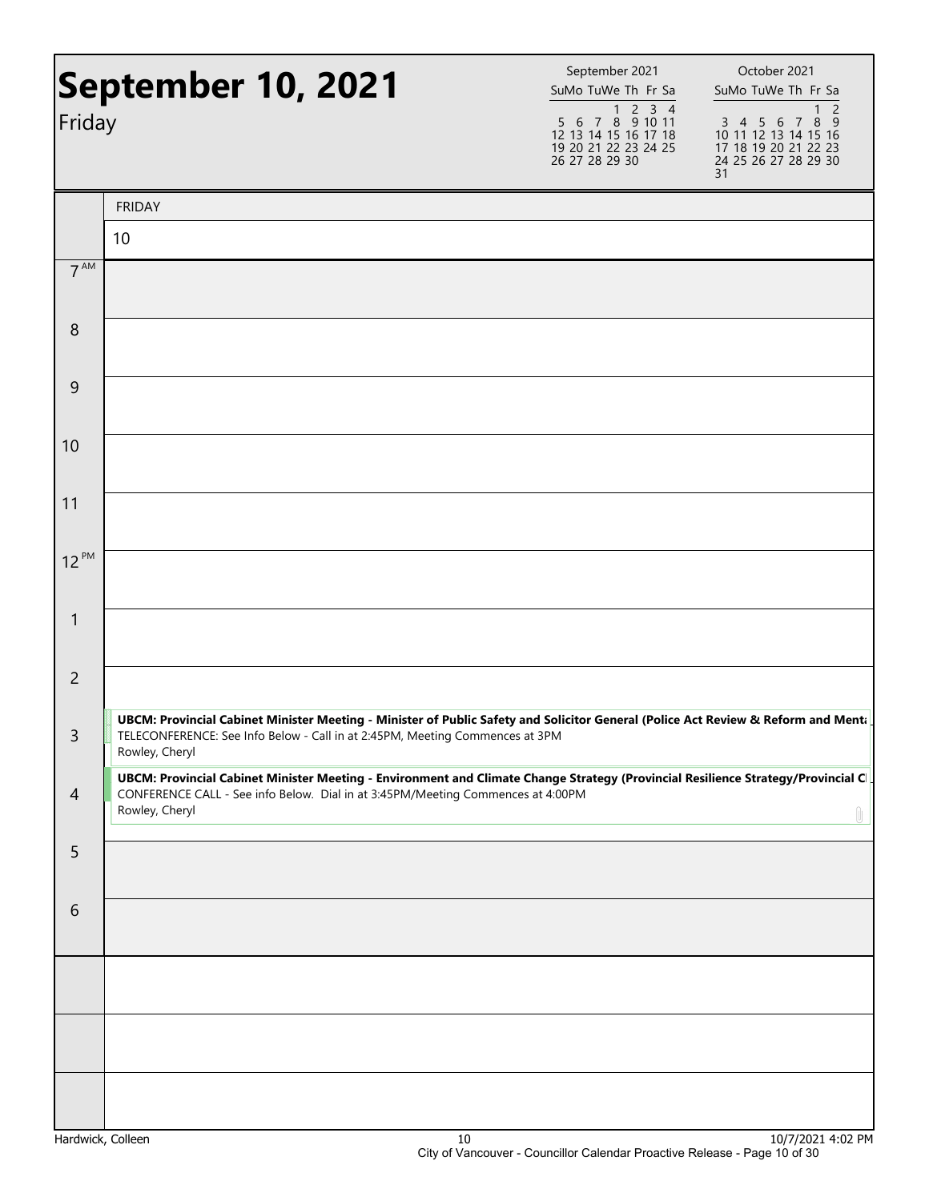# September 10, 2021

Friday

| September 2021 | | | | | | |
|---|---|---|---|---|---|---|
| Su | Mo | Tu | We | Th | Fr | Sa |
| | | | 1 | 2 | 3 | 4 |
| 5 | 6 | 7 | 8 | 9 | 10 | 11 |
| 12 | 13 | 14 | 15 | 16 | 17 | 18 |
| 19 | 20 | 21 | 22 | 23 | 24 | 25 |
| 26 | 27 | 28 | 29 | 30 | | |

| October 2021 | | | | | | |
|---|---|---|---|---|---|---|
| Su | Mo | Tu | We | Th | Fr | Sa |
| | | | | | 1 | 2 |
| 3 | 4 | 5 | 6 | 7 | 8 | 9 |
| 10 | 11 | 12 | 13 | 14 | 15 | 16 |
| 17 | 18 | 19 | 20 | 21 | 22 | 23 |
| 24 | 25 | 26 | 27 | 28 | 29 | 30 |
| 31 | | | | | | |

| | FRIDAY 10 |
|---|---|
| 7 AM | |
| 8 | |
| 9 | |
| 10 | |
| 11 | |
| 12 PM | |
| 1 | |
| 2 | |
| 3 | **UBCM: Provincial Cabinet Minister Meeting - Minister of Public Safety and Solicitor General (Police Act Review & Reform and Menta** TELECONFERENCE: See Info Below - Call in at 2:45PM, Meeting Commences at 3PM Rowley, Cheryl |
| 4 | **UBCM: Provincial Cabinet Minister Meeting - Environment and Climate Change Strategy (Provincial Resilience Strategy/Provincial Cl** CONFERENCE CALL - See info Below. Dial in at 3:45PM/Meeting Commences at 4:00PM Rowley, Cheryl |
| 5 | |
| 6 | |

Hardwick, Colleen

10/7/2021 4:02 PM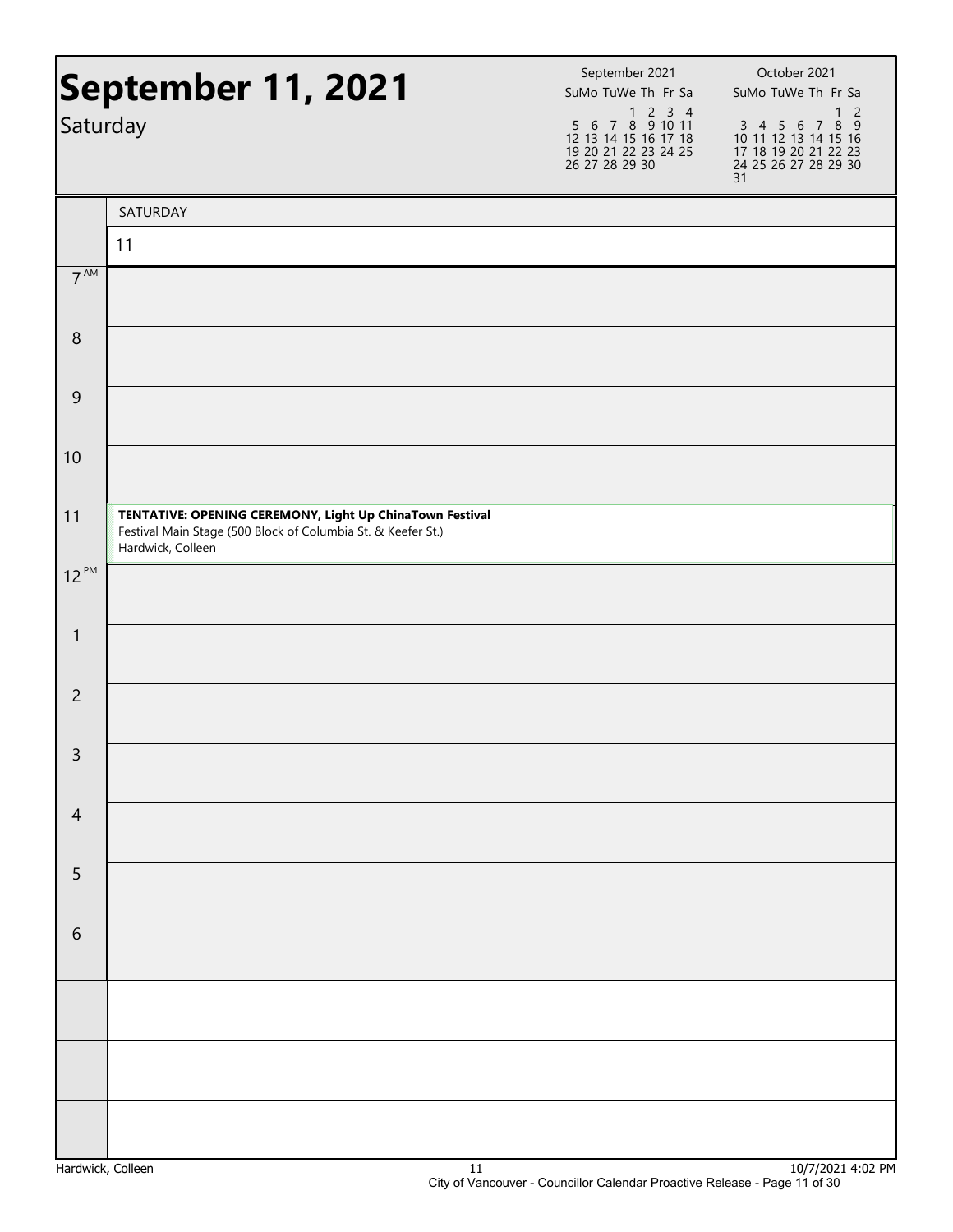# September 11, 2021

Saturday

| September 2021 | | | | | | |
|---|---|---|---|---|---|---|
| Su | Mo | Tu | We | Th | Fr | Sa |
| | | | 1 | 2 | 3 | 4 |
| 5 | 6 | 7 | 8 | 9 | 10 | 11 |
| 12 | 13 | 14 | 15 | 16 | 17 | 18 |
| 19 | 20 | 21 | 22 | 23 | 24 | 25 |
| 26 | 27 | 28 | 29 | 30 | | |

| October 2021 | | | | | | |
|---|---|---|---|---|---|---|
| Su | Mo | Tu | We | Th | Fr | Sa |
| | | | | | 1 | 2 |
| 3 | 4 | 5 | 6 | 7 | 8 | 9 |
| 10 | 11 | 12 | 13 | 14 | 15 | 16 |
| 17 | 18 | 19 | 20 | 21 | 22 | 23 |
| 24 | 25 | 26 | 27 | 28 | 29 | 30 |
| 31 | | | | | | |

| | SATURDAY 11 |
|---|---|
| 7 AM | |
| 8 | |
| 9 | |
| 10 | |
| 11 | **TENTATIVE: OPENING CEREMONY, Light Up ChinaTown Festival** Festival Main Stage (500 Block of Columbia St. & Keefer St.) Hardwick, Colleen |
| 12 PM | |
| 1 | |
| 2 | |
| 3 | |
| 4 | |
| 5 | |
| 6 | |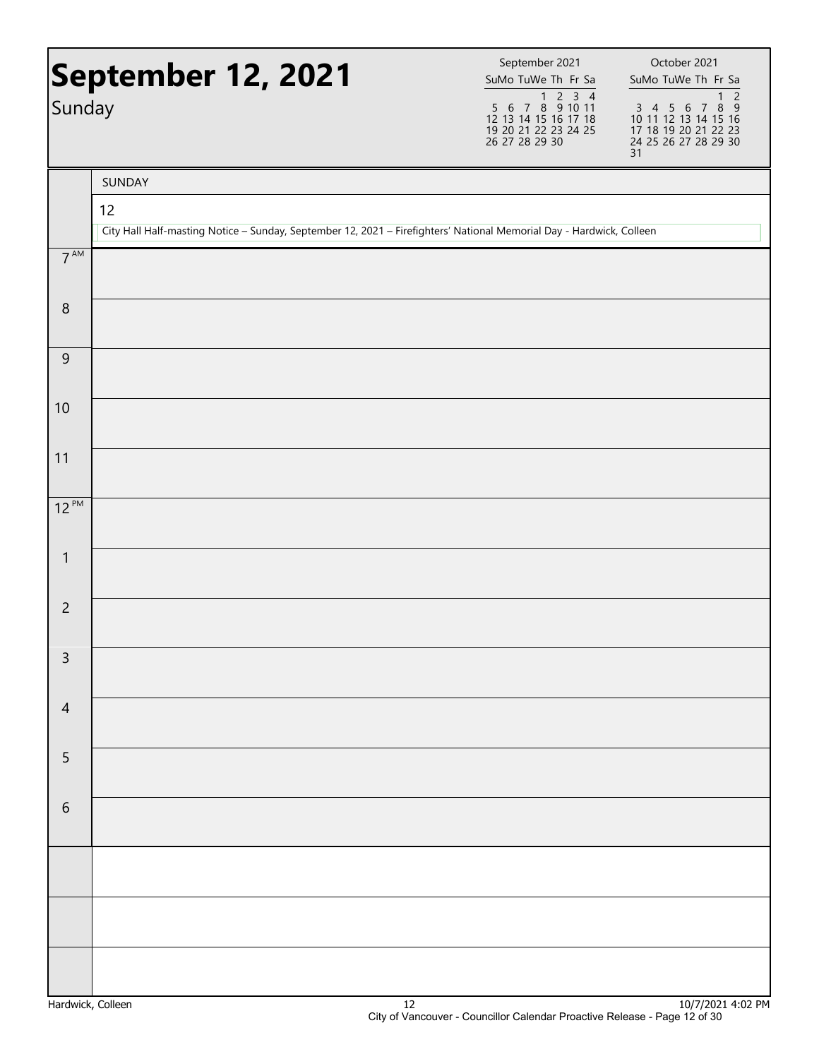# September 12, 2021

Sunday

| September 2021 | | | | | | |
|---|---|---|---|---|---|---|
| Su | Mo | Tu | We | Th | Fr | Sa |
| | | | 1 | 2 | 3 | 4 |
| 5 | 6 | 7 | 8 | 9 | 10 | 11 |
| 12 | 13 | 14 | 15 | 16 | 17 | 18 |
| 19 | 20 | 21 | 22 | 23 | 24 | 25 |
| 26 | 27 | 28 | 29 | 30 | | |

| October 2021 | | | | | | |
|---|---|---|---|---|---|---|
| Su | Mo | Tu | We | Th | Fr | Sa |
| | | | | | 1 | 2 |
| 3 | 4 | 5 | 6 | 7 | 8 | 9 |
| 10 | 11 | 12 | 13 | 14 | 15 | 16 |
| 17 | 18 | 19 | 20 | 21 | 22 | 23 |
| 24 | 25 | 26 | 27 | 28 | 29 | 30 |
| 31 | | | | | | |

SUNDAY

12

City Hall Half-masting Notice – Sunday, September 12, 2021 – Firefighters' National Memorial Day - Hardwick, Colleen

| Time | |
|---|---|
| 7 AM | |
| 8 | |
| 9 | |
| 10 | |
| 11 | |
| 12 PM | |
| 1 | |
| 2 | |
| 3 | |
| 4 | |
| 5 | |
| 6 | |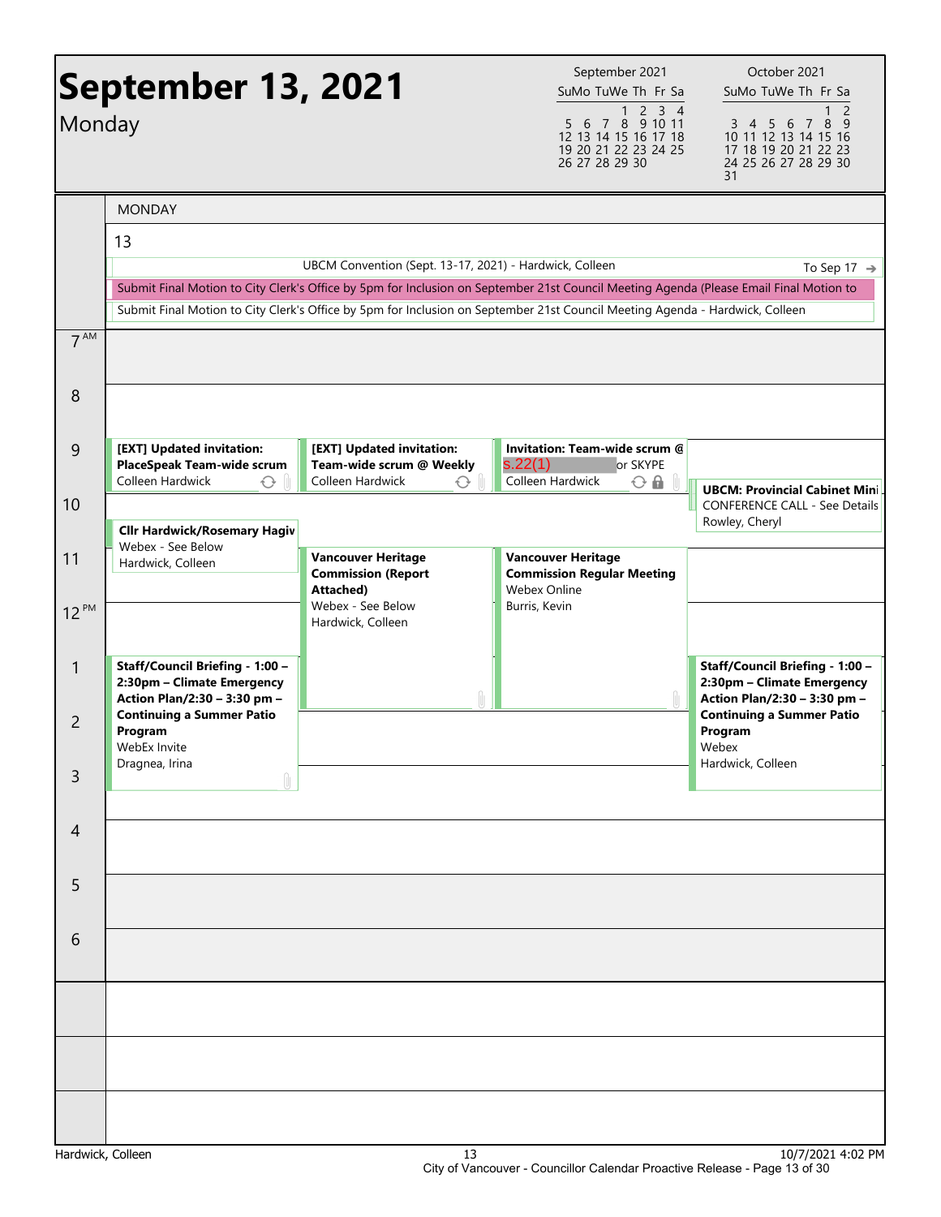# September 13, 2021

Monday

| September 2021 | | | | | | |
|---|---|---|---|---|---|---|
| Su | Mo | Tu | We | Th | Fr | Sa |
| | | | 1 | 2 | 3 | 4 |
| 5 | 6 | 7 | 8 | 9 | 10 | 11 |
| 12 | 13 | 14 | 15 | 16 | 17 | 18 |
| 19 | 20 | 21 | 22 | 23 | 24 | 25 |
| 26 | 27 | 28 | 29 | 30 | | |

| October 2021 | | | | | | |
|---|---|---|---|---|---|---|
| Su | Mo | Tu | We | Th | Fr | Sa |
| | | | | | 1 | 2 |
| 3 | 4 | 5 | 6 | 7 | 8 | 9 |
| 10 | 11 | 12 | 13 | 14 | 15 | 16 |
| 17 | 18 | 19 | 20 | 21 | 22 | 23 |
| 24 | 25 | 26 | 27 | 28 | 29 | 30 |
| 31 | | | | | | |

## MONDAY 13

**All day:**

- UBCM Convention (Sept. 13-17, 2021) - Hardwick, Colleen — To Sep 17
- Submit Final Motion to City Clerk's Office by 5pm for Inclusion on September 21st Council Meeting Agenda (Please Email Final Motion to
- Submit Final Motion to City Clerk's Office by 5pm for Inclusion on September 21st Council Meeting Agenda - Hardwick, Colleen

**9 AM**

- **[EXT] Updated invitation: PlaceSpeak Team-wide scrum** — Colleen Hardwick
- **[EXT] Updated invitation: Team-wide scrum @ Weekly** — Colleen Hardwick
- **Invitation: Team-wide scrum @** s.22(1) or SKYPE — Colleen Hardwick
- **UBCM: Provincial Cabinet Mini** — CONFERENCE CALL - See Details — Rowley, Cheryl

**10:30 AM**

- **Cllr Hardwick/Rosemary Hagiv** — Webex - See Below — Hardwick, Colleen

**11 AM**

- **Vancouver Heritage Commission (Report Attached)** — Webex - See Below — Hardwick, Colleen
- **Vancouver Heritage Commission Regular Meeting** — Webex Online — Burris, Kevin

**1 PM**

- **Staff/Council Briefing - 1:00 – 2:30pm – Climate Emergency Action Plan/2:30 – 3:30 pm – Continuing a Summer Patio Program** — WebEx Invite — Dragnea, Irina
- **Staff/Council Briefing - 1:00 – 2:30pm – Climate Emergency Action Plan/2:30 – 3:30 pm – Continuing a Summer Patio Program** — Webex — Hardwick, Colleen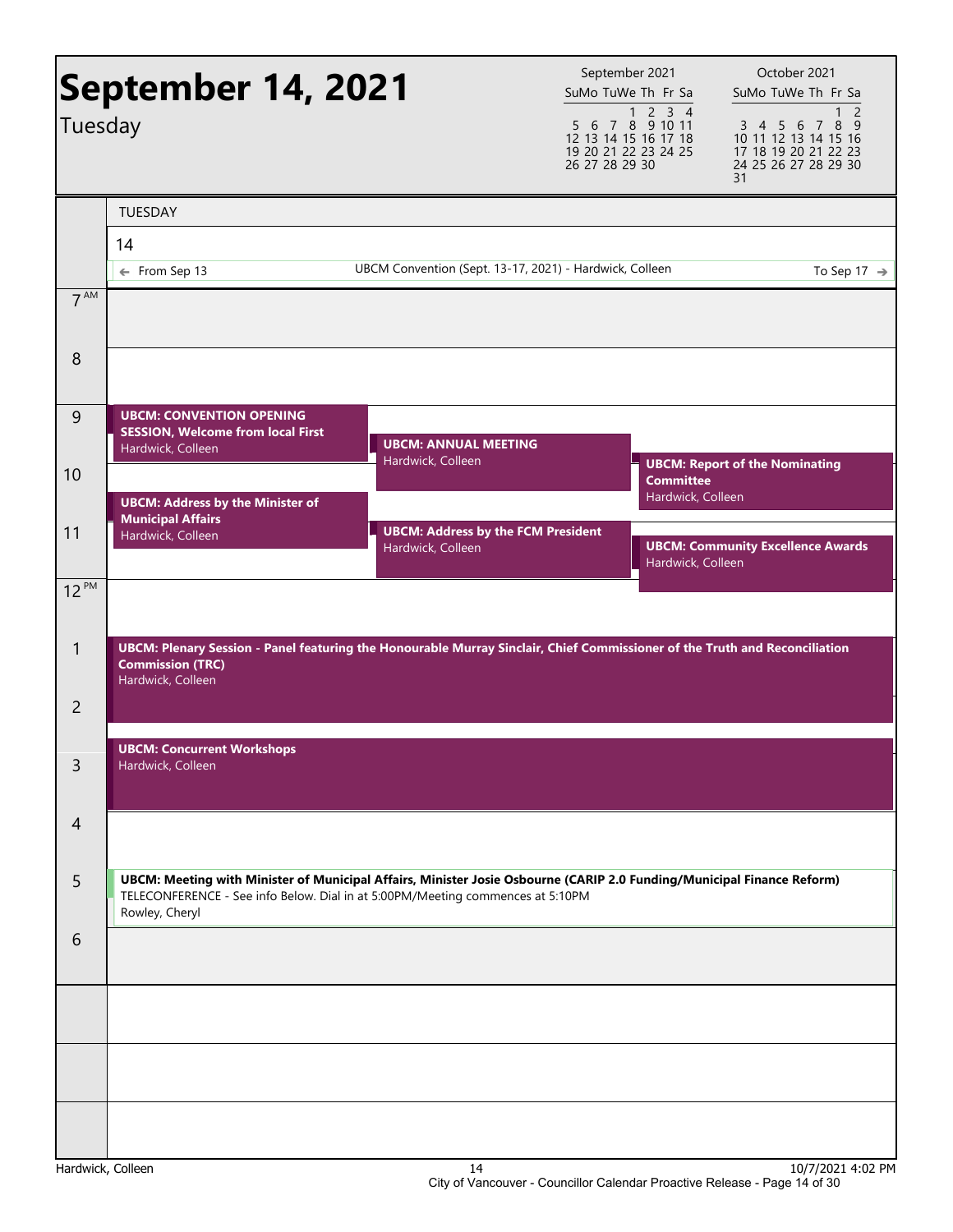# September 14, 2021

Tuesday

| September 2021 | | | | | | |
|---|---|---|---|---|---|---|
| Su | Mo | Tu | We | Th | Fr | Sa |
| | | | 1 | 2 | 3 | 4 |
| 5 | 6 | 7 | 8 | 9 | 10 | 11 |
| 12 | 13 | 14 | 15 | 16 | 17 | 18 |
| 19 | 20 | 21 | 22 | 23 | 24 | 25 |
| 26 | 27 | 28 | 29 | 30 | | |

| October 2021 | | | | | | |
|---|---|---|---|---|---|---|
| Su | Mo | Tu | We | Th | Fr | Sa |
| | | | | | 1 | 2 |
| 3 | 4 | 5 | 6 | 7 | 8 | 9 |
| 10 | 11 | 12 | 13 | 14 | 15 | 16 |
| 17 | 18 | 19 | 20 | 21 | 22 | 23 |
| 24 | 25 | 26 | 27 | 28 | 29 | 30 |
| 31 | | | | | | |

TUESDAY

14

← From Sep 13 — UBCM Convention (Sept. 13-17, 2021) - Hardwick, Colleen — To Sep 17 →

**7 AM**

**8**

**9**
- **UBCM: CONVENTION OPENING SESSION, Welcome from local First** — Hardwick, Colleen
- **UBCM: ANNUAL MEETING** — Hardwick, Colleen

**10**
- **UBCM: Report of the Nominating Committee** — Hardwick, Colleen
- **UBCM: Address by the Minister of Municipal Affairs** — Hardwick, Colleen

**11**
- **UBCM: Address by the FCM President** — Hardwick, Colleen
- **UBCM: Community Excellence Awards** — Hardwick, Colleen

**12 PM**

**1**
- **UBCM: Plenary Session - Panel featuring the Honourable Murray Sinclair, Chief Commissioner of the Truth and Reconciliation Commission (TRC)** — Hardwick, Colleen

**2**
- **UBCM: Concurrent Workshops** — Hardwick, Colleen

**3**

**4**

**5**
- **UBCM: Meeting with Minister of Municipal Affairs, Minister Josie Osbourne (CARIP 2.0 Funding/Municipal Finance Reform)**
  TELECONFERENCE - See info Below. Dial in at 5:00PM/Meeting commences at 5:10PM
  Rowley, Cheryl

**6**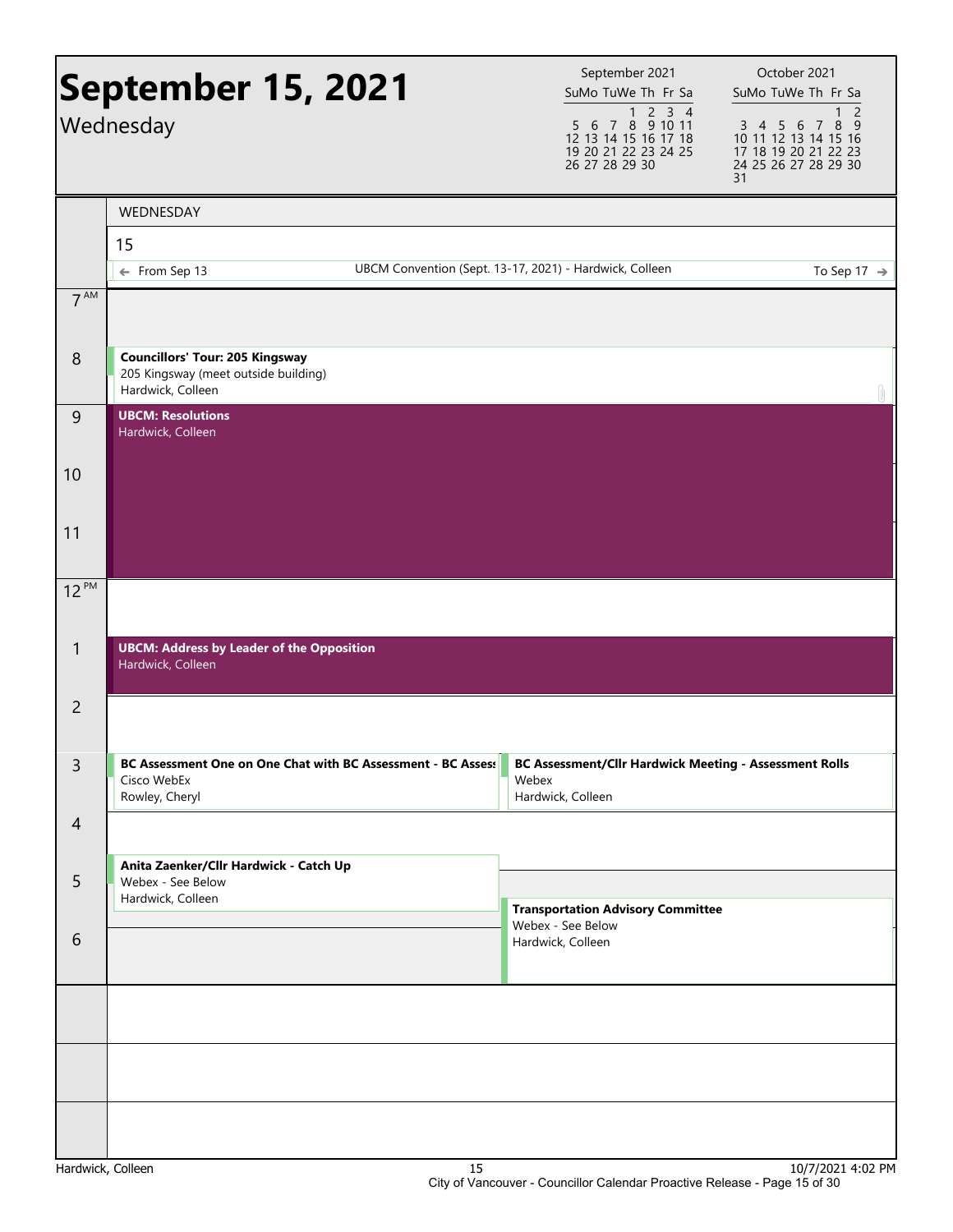# September 15, 2021

Wednesday

| September 2021 | | | | | | |
|---|---|---|---|---|---|---|
| Su | Mo | Tu | We | Th | Fr | Sa |
| | | | 1 | 2 | 3 | 4 |
| 5 | 6 | 7 | 8 | 9 | 10 | 11 |
| 12 | 13 | 14 | 15 | 16 | 17 | 18 |
| 19 | 20 | 21 | 22 | 23 | 24 | 25 |
| 26 | 27 | 28 | 29 | 30 | | |

| October 2021 | | | | | | |
|---|---|---|---|---|---|---|
| Su | Mo | Tu | We | Th | Fr | Sa |
| | | | | | 1 | 2 |
| 3 | 4 | 5 | 6 | 7 | 8 | 9 |
| 10 | 11 | 12 | 13 | 14 | 15 | 16 |
| 17 | 18 | 19 | 20 | 21 | 22 | 23 |
| 24 | 25 | 26 | 27 | 28 | 29 | 30 |
| 31 | | | | | | |

WEDNESDAY

15

← From Sep 13 — UBCM Convention (Sept. 13-17, 2021) - Hardwick, Colleen — To Sep 17 →

| Time | Event |
|---|---|
| 7 AM | |
| 8 | **Councillors' Tour: 205 Kingsway**<br>205 Kingsway (meet outside building)<br>Hardwick, Colleen |
| 9 | **UBCM: Resolutions**<br>Hardwick, Colleen |
| 10 | |
| 11 | |
| 12 PM | |
| 1 | **UBCM: Address by Leader of the Opposition**<br>Hardwick, Colleen |
| 2 | |
| 3 | **BC Assessment One on One Chat with BC Assessment - BC Assess**<br>Cisco WebEx<br>Rowley, Cheryl |
| 3 | **BC Assessment/Cllr Hardwick Meeting - Assessment Rolls**<br>Webex<br>Hardwick, Colleen |
| 4 | |
| 4:30 | **Anita Zaenker/Cllr Hardwick - Catch Up**<br>Webex - See Below<br>Hardwick, Colleen |
| 5:30 | **Transportation Advisory Committee**<br>Webex - See Below<br>Hardwick, Colleen |
| 6 | |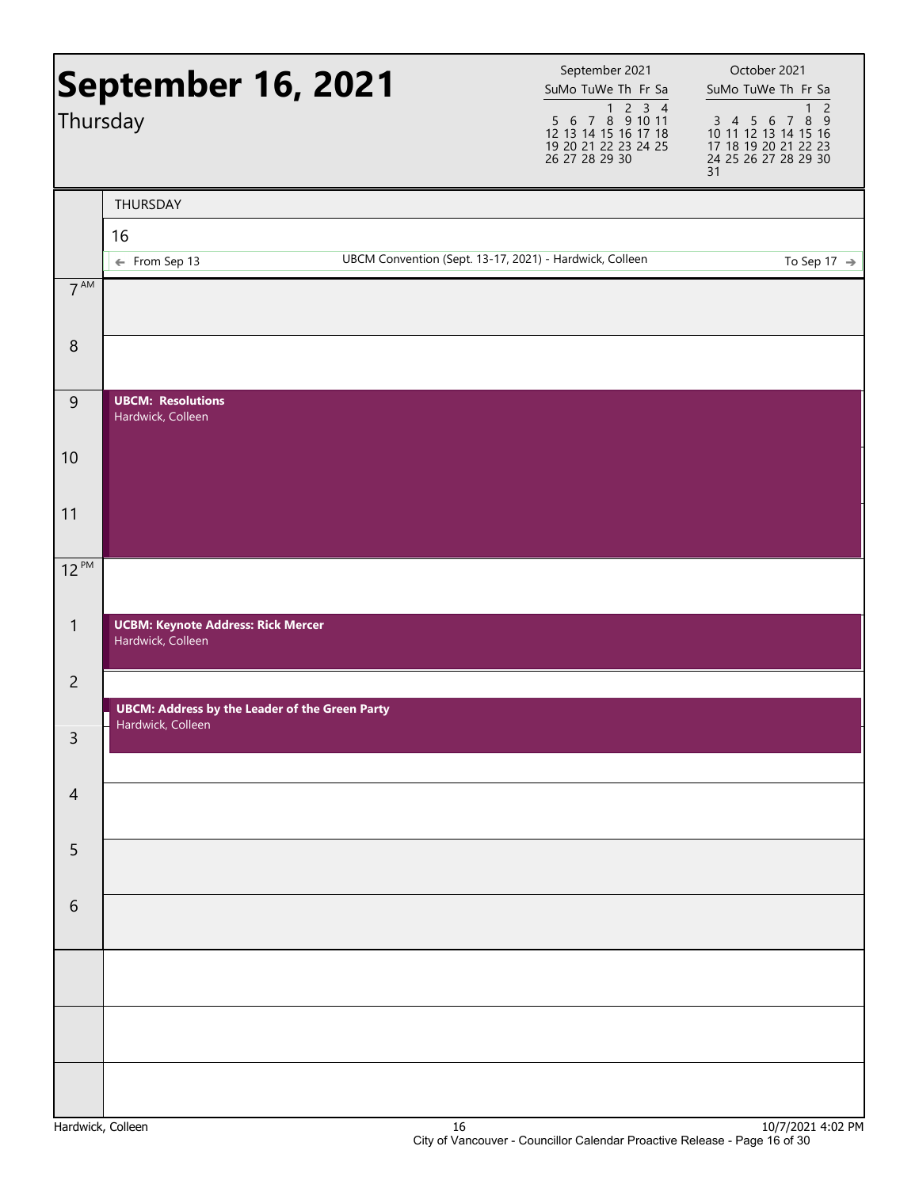# September 16, 2021

Thursday

| September 2021 | | | | | | |
|---|---|---|---|---|---|---|
| Su | Mo | Tu | We | Th | Fr | Sa |
| | | | 1 | 2 | 3 | 4 |
| 5 | 6 | 7 | 8 | 9 | 10 | 11 |
| 12 | 13 | 14 | 15 | 16 | 17 | 18 |
| 19 | 20 | 21 | 22 | 23 | 24 | 25 |
| 26 | 27 | 28 | 29 | 30 | | |

| October 2021 | | | | | | |
|---|---|---|---|---|---|---|
| Su | Mo | Tu | We | Th | Fr | Sa |
| | | | | | 1 | 2 |
| 3 | 4 | 5 | 6 | 7 | 8 | 9 |
| 10 | 11 | 12 | 13 | 14 | 15 | 16 |
| 17 | 18 | 19 | 20 | 21 | 22 | 23 |
| 24 | 25 | 26 | 27 | 28 | 29 | 30 |
| 31 | | | | | | |

THURSDAY

16

← From Sep 13 — UBCM Convention (Sept. 13-17, 2021) - Hardwick, Colleen — To Sep 17 →

| Time | Event |
|---|---|
| 7 AM | |
| 8 | |
| 9 | **UBCM: Resolutions** Hardwick, Colleen |
| 10 | |
| 11 | |
| 12 PM | |
| 1 | **UCBM: Keynote Address: Rick Mercer** Hardwick, Colleen |
| 2 | **UBCM: Address by the Leader of the Green Party** Hardwick, Colleen |
| 3 | |
| 4 | |
| 5 | |
| 6 | |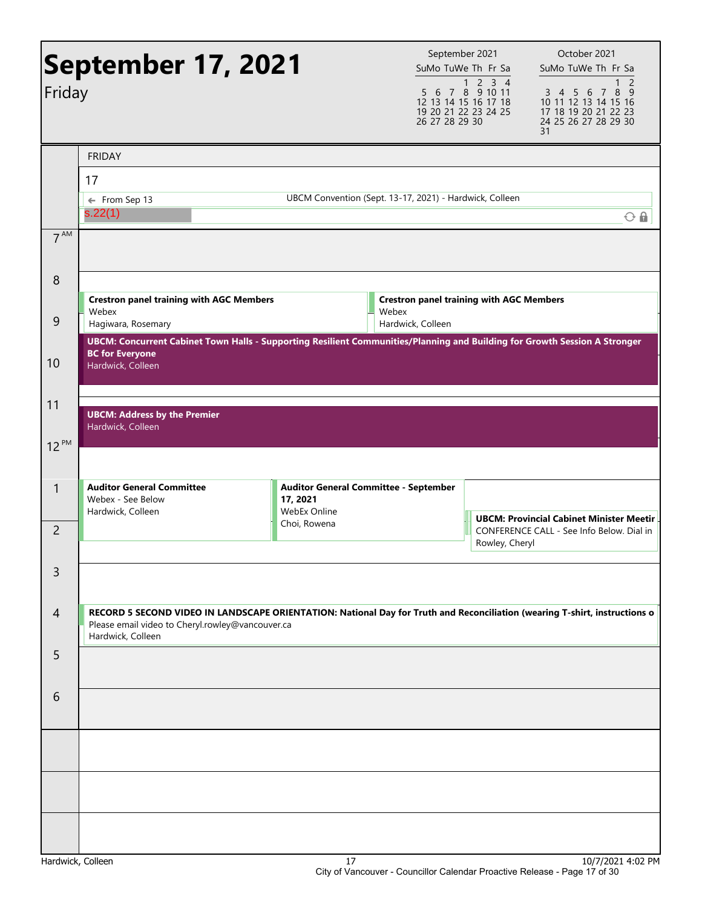# September 17, 2021

Friday

| September 2021 | | | | | | |
|---|---|---|---|---|---|---|
| Su | Mo | Tu | We | Th | Fr | Sa |
| | | | 1 | 2 | 3 | 4 |
| 5 | 6 | 7 | 8 | 9 | 10 | 11 |
| 12 | 13 | 14 | 15 | 16 | 17 | 18 |
| 19 | 20 | 21 | 22 | 23 | 24 | 25 |
| 26 | 27 | 28 | 29 | 30 | | |

| October 2021 | | | | | | |
|---|---|---|---|---|---|---|
| Su | Mo | Tu | We | Th | Fr | Sa |
| | | | | | 1 | 2 |
| 3 | 4 | 5 | 6 | 7 | 8 | 9 |
| 10 | 11 | 12 | 13 | 14 | 15 | 16 |
| 17 | 18 | 19 | 20 | 21 | 22 | 23 |
| 24 | 25 | 26 | 27 | 28 | 29 | 30 |
| 31 | | | | | | |

FRIDAY

17

← From Sep 13 — UBCM Convention (Sept. 13-17, 2021) - Hardwick, Colleen

s.22(1)

| Time | Events |
|---|---|
| 7 AM | |
| 8 | |
| 8:30 | **Crestron panel training with AGC Members** Webex Hagiwara, Rosemary |
| 8:30 | **Crestron panel training with AGC Members** Webex Hardwick, Colleen |
| 9:30 | **UBCM: Concurrent Cabinet Town Halls - Supporting Resilient Communities/Planning and Building for Growth Session A Stronger BC for Everyone** Hardwick, Colleen |
| 11 | **UBCM: Address by the Premier** Hardwick, Colleen |
| 12 PM | |
| 1 | **Auditor General Committee** Webex - See Below Hardwick, Colleen |
| 1 | **Auditor General Committee - September 17, 2021** WebEx Online Choi, Rowena |
| 1:45 | **UBCM: Provincial Cabinet Minister Meetir** CONFERENCE CALL - See Info Below. Dial in Rowley, Cheryl |
| 3 | |
| 4 | **RECORD 5 SECOND VIDEO IN LANDSCAPE ORIENTATION: National Day for Truth and Reconciliation (wearing T-shirt, instructions o** Please email video to Cheryl.rowley@vancouver.ca Hardwick, Colleen |
| 5 | |
| 6 | |

Hardwick, Colleen — 10/7/2021 4:02 PM

City of Vancouver - Councillor Calendar Proactive Release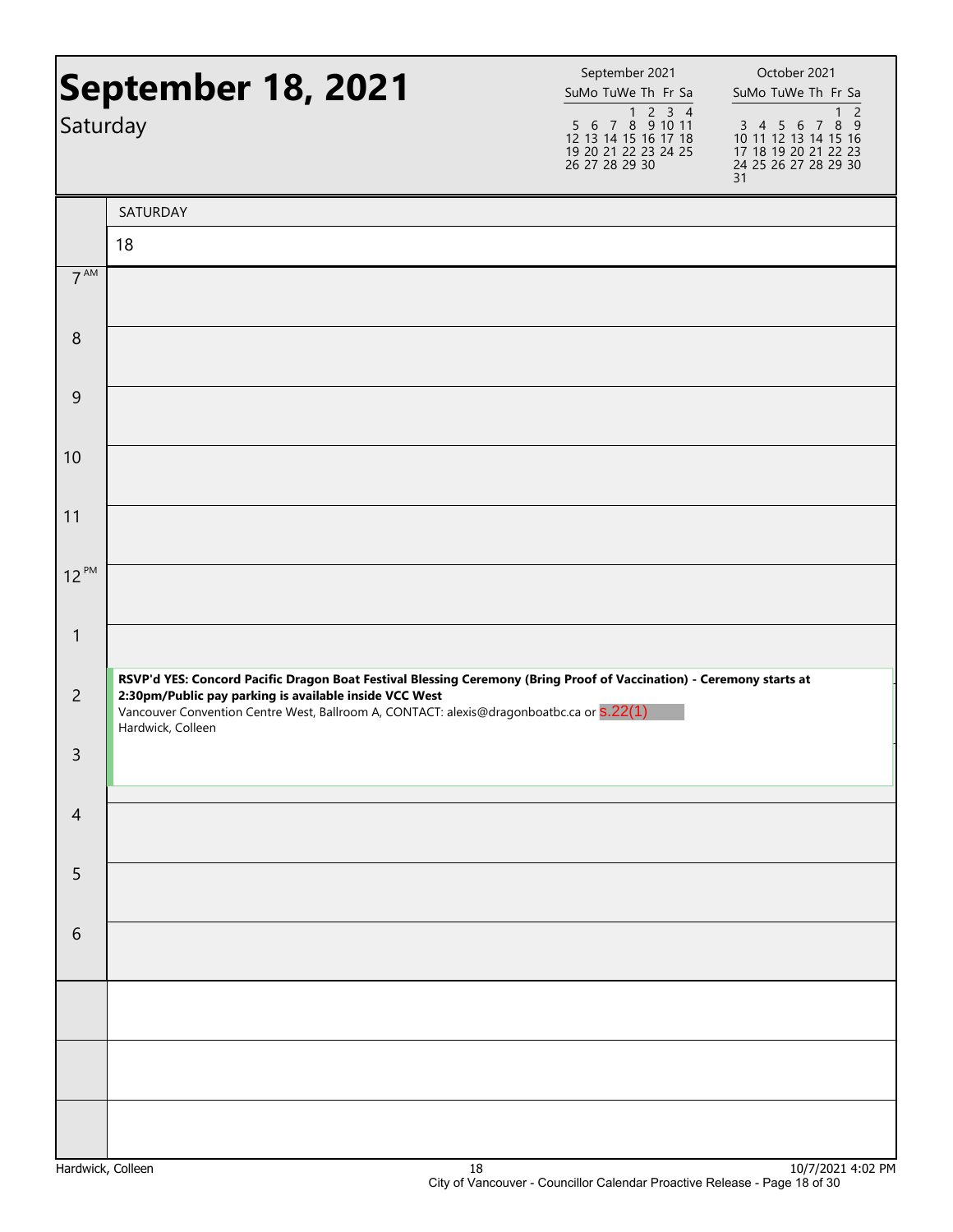# September 18, 2021

Saturday

| September 2021 | | | | | | |
|---|---|---|---|---|---|---|
| Su | Mo | Tu | We | Th | Fr | Sa |
| | | | 1 | 2 | 3 | 4 |
| 5 | 6 | 7 | 8 | 9 | 10 | 11 |
| 12 | 13 | 14 | 15 | 16 | 17 | 18 |
| 19 | 20 | 21 | 22 | 23 | 24 | 25 |
| 26 | 27 | 28 | 29 | 30 | | |

| October 2021 | | | | | | |
|---|---|---|---|---|---|---|
| Su | Mo | Tu | We | Th | Fr | Sa |
| | | | | | 1 | 2 |
| 3 | 4 | 5 | 6 | 7 | 8 | 9 |
| 10 | 11 | 12 | 13 | 14 | 15 | 16 |
| 17 | 18 | 19 | 20 | 21 | 22 | 23 |
| 24 | 25 | 26 | 27 | 28 | 29 | 30 |
| 31 | | | | | | |

SATURDAY

18

| Time | Event |
|---|---|
| 7 AM | |
| 8 | |
| 9 | |
| 10 | |
| 11 | |
| 12 PM | |
| 1 | |
| 2 | **RSVP'd YES: Concord Pacific Dragon Boat Festival Blessing Ceremony (Bring Proof of Vaccination) - Ceremony starts at 2:30pm/Public pay parking is available inside VCC West** Vancouver Convention Centre West, Ballroom A, CONTACT: alexis@dragonboatbc.ca or s.22(1) Hardwick, Colleen |
| 3 | |
| 4 | |
| 5 | |
| 6 | |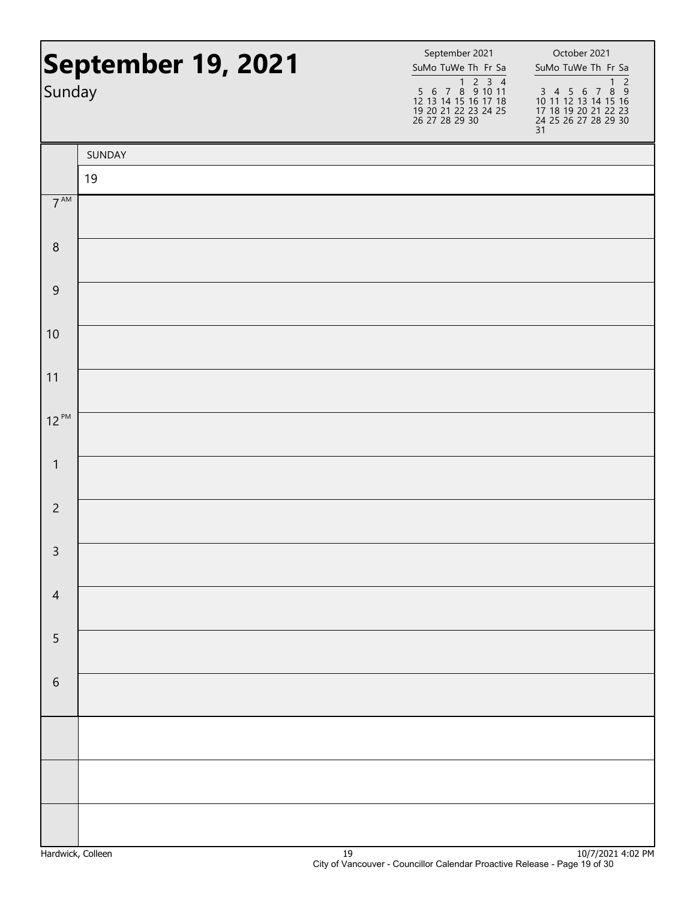# September 19, 2021

Sunday

| September 2021 | | | | | | |
|---|---|---|---|---|---|---|
| Su | Mo | Tu | We | Th | Fr | Sa |
| | | | 1 | 2 | 3 | 4 |
| 5 | 6 | 7 | 8 | 9 | 10 | 11 |
| 12 | 13 | 14 | 15 | 16 | 17 | 18 |
| 19 | 20 | 21 | 22 | 23 | 24 | 25 |
| 26 | 27 | 28 | 29 | 30 | | |

| October 2021 | | | | | | |
|---|---|---|---|---|---|---|
| Su | Mo | Tu | We | Th | Fr | Sa |
| | | | | | 1 | 2 |
| 3 | 4 | 5 | 6 | 7 | 8 | 9 |
| 10 | 11 | 12 | 13 | 14 | 15 | 16 |
| 17 | 18 | 19 | 20 | 21 | 22 | 23 |
| 24 | 25 | 26 | 27 | 28 | 29 | 30 |
| 31 | | | | | | |

| | SUNDAY |
|---|---|
| | 19 |
| 7 AM | |
| 8 | |
| 9 | |
| 10 | |
| 11 | |
| 12 PM | |
| 1 | |
| 2 | |
| 3 | |
| 4 | |
| 5 | |
| 6 | |
| | |
| | |
| | |

Hardwick, Colleen 19 10/7/2021 4:02 PM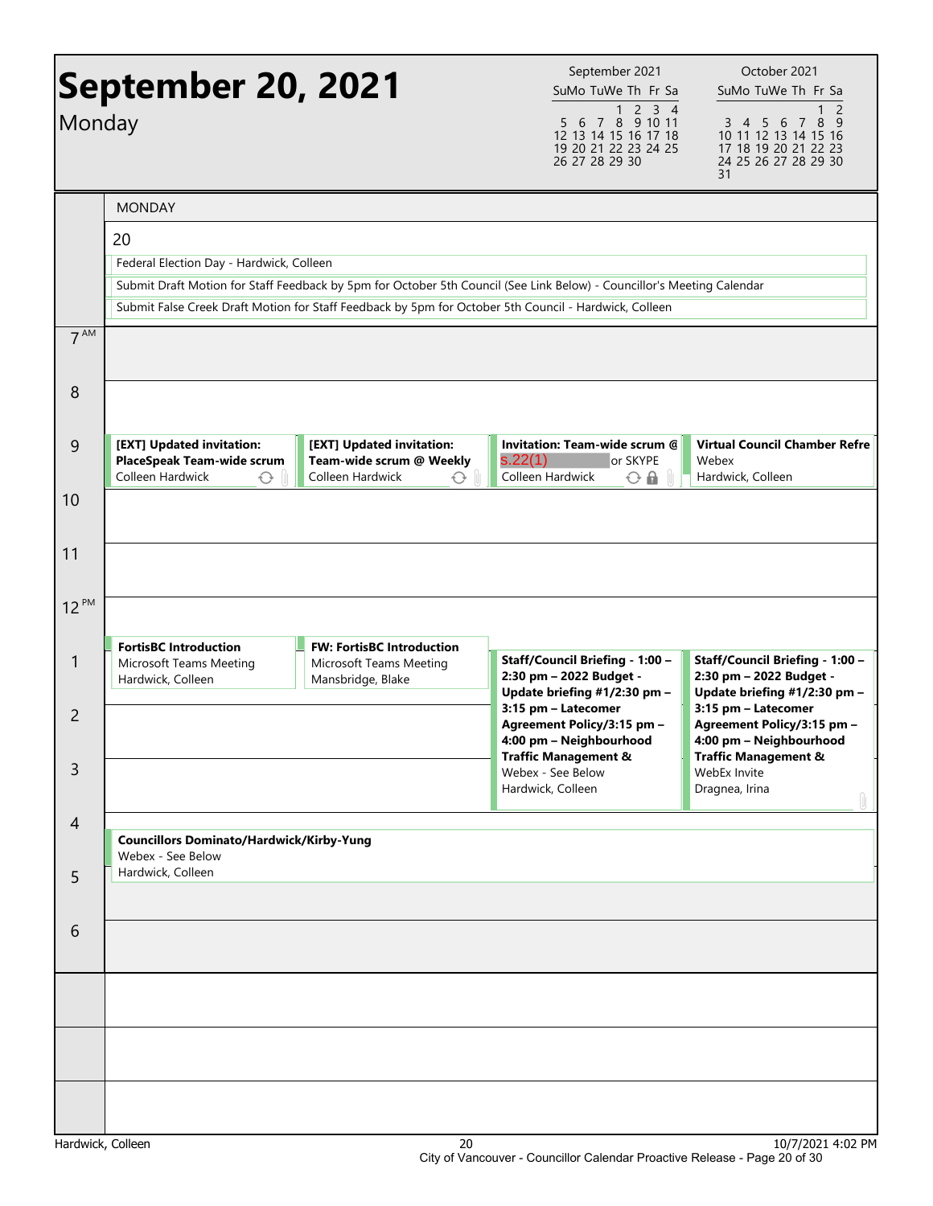# September 20, 2021

Monday

| September 2021 | | | | | | |
|---|---|---|---|---|---|---|
| Su | Mo | Tu | We | Th | Fr | Sa |
| | | | 1 | 2 | 3 | 4 |
| 5 | 6 | 7 | 8 | 9 | 10 | 11 |
| 12 | 13 | 14 | 15 | 16 | 17 | 18 |
| 19 | 20 | 21 | 22 | 23 | 24 | 25 |
| 26 | 27 | 28 | 29 | 30 | | |

| October 2021 | | | | | | |
|---|---|---|---|---|---|---|
| Su | Mo | Tu | We | Th | Fr | Sa |
| | | | | | 1 | 2 |
| 3 | 4 | 5 | 6 | 7 | 8 | 9 |
| 10 | 11 | 12 | 13 | 14 | 15 | 16 |
| 17 | 18 | 19 | 20 | 21 | 22 | 23 |
| 24 | 25 | 26 | 27 | 28 | 29 | 30 |
| 31 | | | | | | |

## MONDAY 20

**All day:**
- Federal Election Day - Hardwick, Colleen
- Submit Draft Motion for Staff Feedback by 5pm for October 5th Council (See Link Below) - Councillor's Meeting Calendar
- Submit False Creek Draft Motion for Staff Feedback by 5pm for October 5th Council - Hardwick, Colleen

**9 AM:**
- **[EXT] Updated invitation: PlaceSpeak Team-wide scrum** - Colleen Hardwick
- **[EXT] Updated invitation: Team-wide scrum @ Weekly** - Colleen Hardwick
- **Invitation: Team-wide scrum @** s.22(1) or SKYPE - Colleen Hardwick
- **Virtual Council Chamber Refre** - Webex - Hardwick, Colleen

**12:30 PM:**
- **FortisBC Introduction** - Microsoft Teams Meeting - Hardwick, Colleen
- **FW: FortisBC Introduction** - Microsoft Teams Meeting - Mansbridge, Blake

**1 PM:**
- **Staff/Council Briefing - 1:00 – 2:30 pm – 2022 Budget - Update briefing #1/2:30 pm – 3:15 pm – Latecomer Agreement Policy/3:15 pm – 4:00 pm – Neighbourhood Traffic Management &** - Webex - See Below - Hardwick, Colleen
- **Staff/Council Briefing - 1:00 – 2:30 pm – 2022 Budget - Update briefing #1/2:30 pm – 3:15 pm – Latecomer Agreement Policy/3:15 pm – 4:00 pm – Neighbourhood Traffic Management &** - WebEx Invite - Dragnea, Irina

**4:30 PM:**
- **Councillors Dominato/Hardwick/Kirby-Yung** - Webex - See Below - Hardwick, Colleen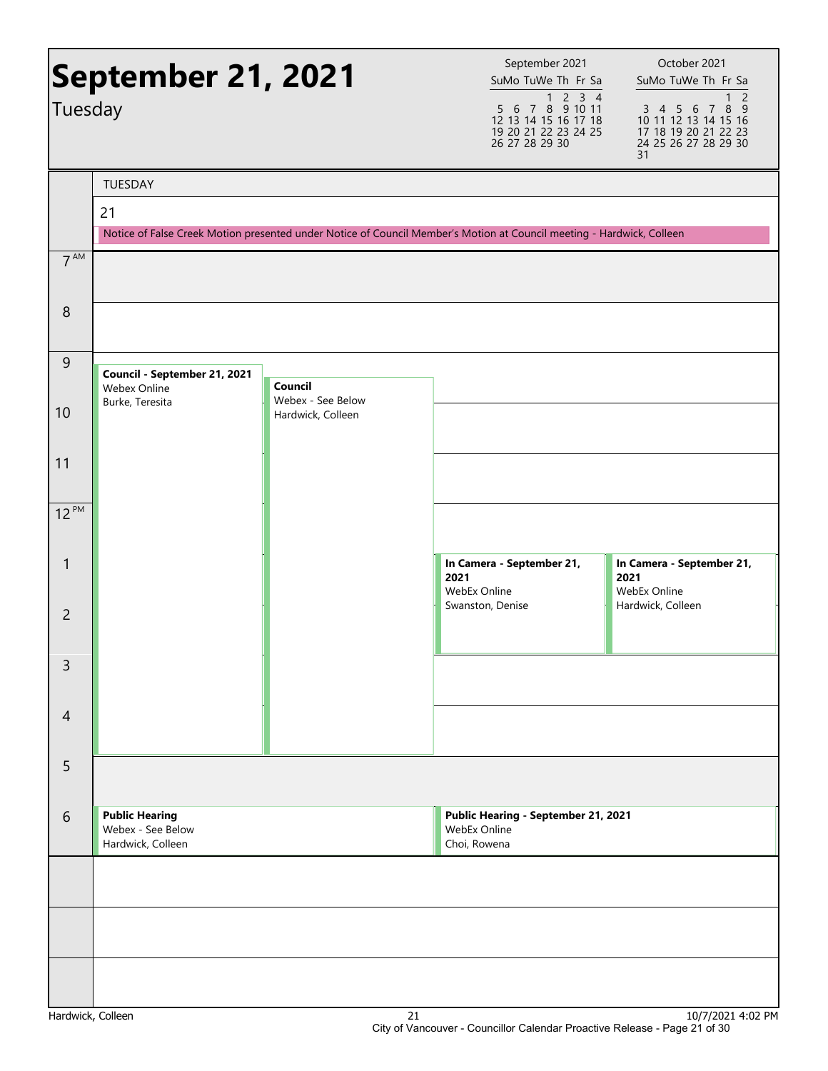# September 21, 2021

Tuesday

| September 2021 | | | | | | |
|---|---|---|---|---|---|---|
| Su | Mo | Tu | We | Th | Fr | Sa |
| | | | 1 | 2 | 3 | 4 |
| 5 | 6 | 7 | 8 | 9 | 10 | 11 |
| 12 | 13 | 14 | 15 | 16 | 17 | 18 |
| 19 | 20 | 21 | 22 | 23 | 24 | 25 |
| 26 | 27 | 28 | 29 | 30 | | |

| October 2021 | | | | | | |
|---|---|---|---|---|---|---|
| Su | Mo | Tu | We | Th | Fr | Sa |
| | | | | | 1 | 2 |
| 3 | 4 | 5 | 6 | 7 | 8 | 9 |
| 10 | 11 | 12 | 13 | 14 | 15 | 16 |
| 17 | 18 | 19 | 20 | 21 | 22 | 23 |
| 24 | 25 | 26 | 27 | 28 | 29 | 30 |
| 31 | | | | | | |

TUESDAY

21

Notice of False Creek Motion presented under Notice of Council Member's Motion at Council meeting - Hardwick, Colleen

| Time | Event | Location | Person |
|---|---|---|---|
| 9:00 AM – 5:00 PM | **Council - September 21, 2021** | Webex Online | Burke, Teresita |
| 9:30 AM – 5:00 PM | **Council** | Webex - See Below | Hardwick, Colleen |
| 1:00 PM – 3:00 PM | **In Camera - September 21, 2021** | WebEx Online | Swanston, Denise |
| 1:00 PM – 3:00 PM | **In Camera - September 21, 2021** | WebEx Online | Hardwick, Colleen |
| 6:00 PM | **Public Hearing** | Webex - See Below | Hardwick, Colleen |
| 6:00 PM | **Public Hearing - September 21, 2021** | WebEx Online | Choi, Rowena |

Hardwick, Colleen

10/7/2021 4:02 PM

City of Vancouver - Councillor Calendar Proactive Release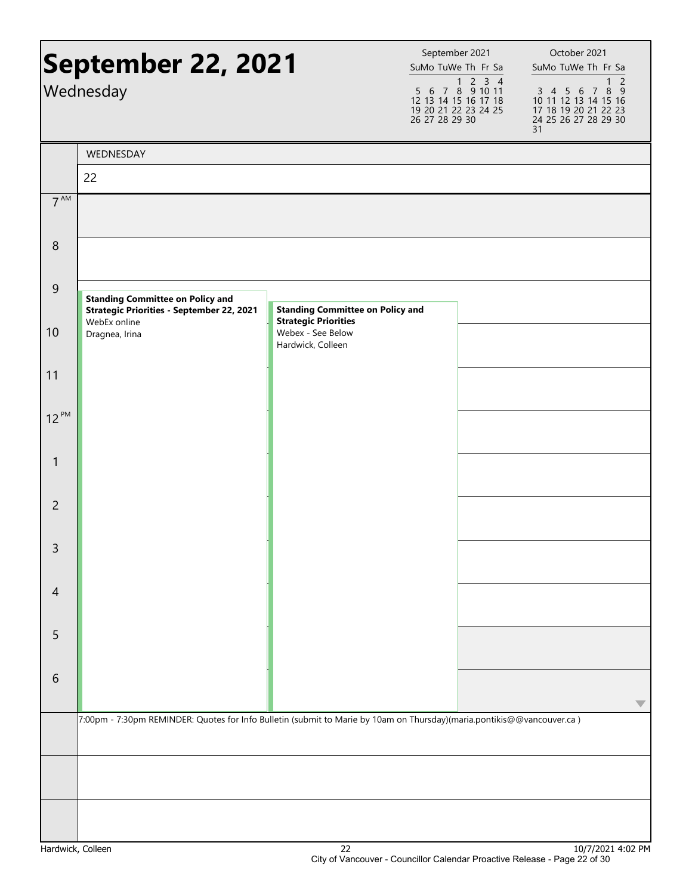# September 22, 2021

Wednesday

| September 2021 | | | | | | |
|---|---|---|---|---|---|---|
| Su | Mo | Tu | We | Th | Fr | Sa |
| | | | 1 | 2 | 3 | 4 |
| 5 | 6 | 7 | 8 | 9 | 10 | 11 |
| 12 | 13 | 14 | 15 | 16 | 17 | 18 |
| 19 | 20 | 21 | 22 | 23 | 24 | 25 |
| 26 | 27 | 28 | 29 | 30 | | |

| October 2021 | | | | | | |
|---|---|---|---|---|---|---|
| Su | Mo | Tu | We | Th | Fr | Sa |
| | | | | | 1 | 2 |
| 3 | 4 | 5 | 6 | 7 | 8 | 9 |
| 10 | 11 | 12 | 13 | 14 | 15 | 16 |
| 17 | 18 | 19 | 20 | 21 | 22 | 23 |
| 24 | 25 | 26 | 27 | 28 | 29 | 30 |
| 31 | | | | | | |

WEDNESDAY

22

**Standing Committee on Policy and Strategic Priorities - September 22, 2021**
WebEx online
Dragnea, Irina

**Standing Committee on Policy and Strategic Priorities**
Webex - See Below
Hardwick, Colleen

7:00pm - 7:30pm REMINDER: Quotes for Info Bulletin (submit to Marie by 10am on Thursday)(maria.pontikis@@vancouver.ca )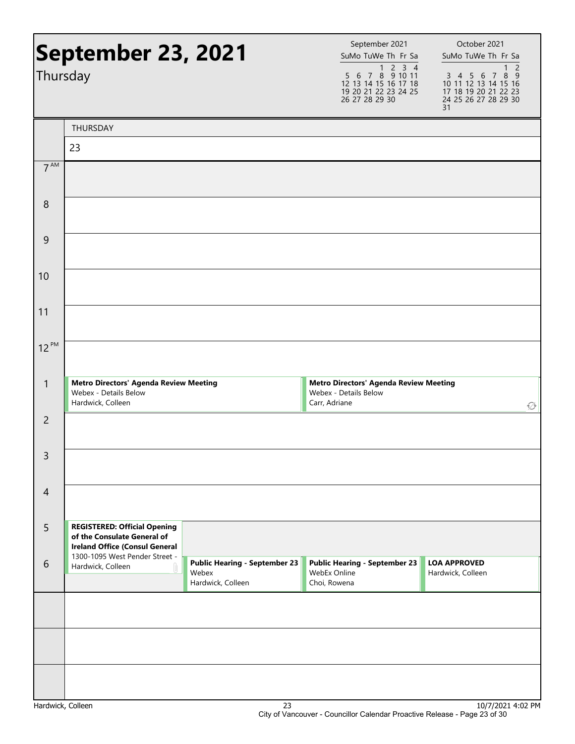# September 23, 2021

Thursday

| September 2021 | | | | | | |
|---|---|---|---|---|---|---|
| Su | Mo | Tu | We | Th | Fr | Sa |
| | | | 1 | 2 | 3 | 4 |
| 5 | 6 | 7 | 8 | 9 | 10 | 11 |
| 12 | 13 | 14 | 15 | 16 | 17 | 18 |
| 19 | 20 | 21 | 22 | 23 | 24 | 25 |
| 26 | 27 | 28 | 29 | 30 | | |

| October 2021 | | | | | | |
|---|---|---|---|---|---|---|
| Su | Mo | Tu | We | Th | Fr | Sa |
| | | | | | 1 | 2 |
| 3 | 4 | 5 | 6 | 7 | 8 | 9 |
| 10 | 11 | 12 | 13 | 14 | 15 | 16 |
| 17 | 18 | 19 | 20 | 21 | 22 | 23 |
| 24 | 25 | 26 | 27 | 28 | 29 | 30 |
| 31 | | | | | | |

THURSDAY 23

| Time | Events |
|---|---|
| 7 AM | |
| 8 | |
| 9 | |
| 10 | |
| 11 | |
| 12 PM | |
| 1 | **Metro Directors' Agenda Review Meeting** Webex - Details Below Hardwick, Colleen; **Metro Directors' Agenda Review Meeting** Webex - Details Below Carr, Adriane |
| 2 | |
| 3 | |
| 4 | |
| 5 | **REGISTERED: Official Opening of the Consulate General of Ireland Office (Consul General** 1300-1095 West Pender Street - Hardwick, Colleen |
| 6 | **Public Hearing - September 23** Webex Hardwick, Colleen; **Public Hearing - September 23** WebEx Online Choi, Rowena; **LOA APPROVED** Hardwick, Colleen |

Hardwick, Colleen 23 10/7/2021 4:02 PM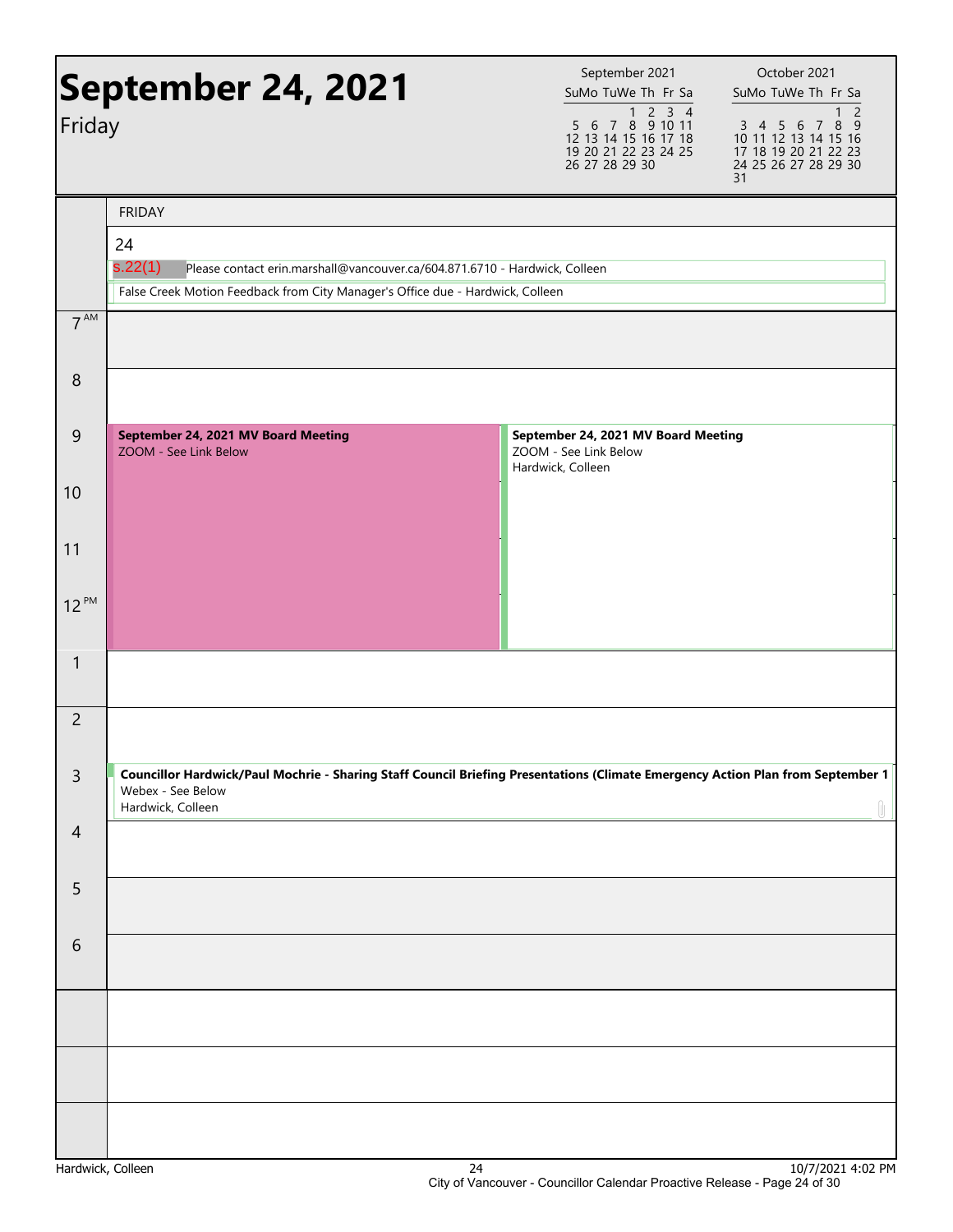# September 24, 2021

Friday

| September 2021 | | | | | | |
|---|---|---|---|---|---|---|
| Su | Mo | Tu | We | Th | Fr | Sa |
| | | | 1 | 2 | 3 | 4 |
| 5 | 6 | 7 | 8 | 9 | 10 | 11 |
| 12 | 13 | 14 | 15 | 16 | 17 | 18 |
| 19 | 20 | 21 | 22 | 23 | 24 | 25 |
| 26 | 27 | 28 | 29 | 30 | | |

| October 2021 | | | | | | |
|---|---|---|---|---|---|---|
| Su | Mo | Tu | We | Th | Fr | Sa |
| | | | | | 1 | 2 |
| 3 | 4 | 5 | 6 | 7 | 8 | 9 |
| 10 | 11 | 12 | 13 | 14 | 15 | 16 |
| 17 | 18 | 19 | 20 | 21 | 22 | 23 |
| 24 | 25 | 26 | 27 | 28 | 29 | 30 |
| 31 | | | | | | |

FRIDAY

24

- s.22(1) Please contact erin.marshall@vancouver.ca/604.871.6710 - Hardwick, Colleen
- False Creek Motion Feedback from City Manager's Office due - Hardwick, Colleen

| Time | Events |
|---|---|
| 7 AM | |
| 8 | |
| 9 | **September 24, 2021 MV Board Meeting** ZOOM - See Link Below; **September 24, 2021 MV Board Meeting** ZOOM - See Link Below, Hardwick, Colleen |
| 10 | |
| 11 | |
| 12 PM | |
| 1 | |
| 2 | |
| 3 | **Councillor Hardwick/Paul Mochrie - Sharing Staff Council Briefing Presentations (Climate Emergency Action Plan from September 1** Webex - See Below, Hardwick, Colleen |
| 4 | |
| 5 | |
| 6 | |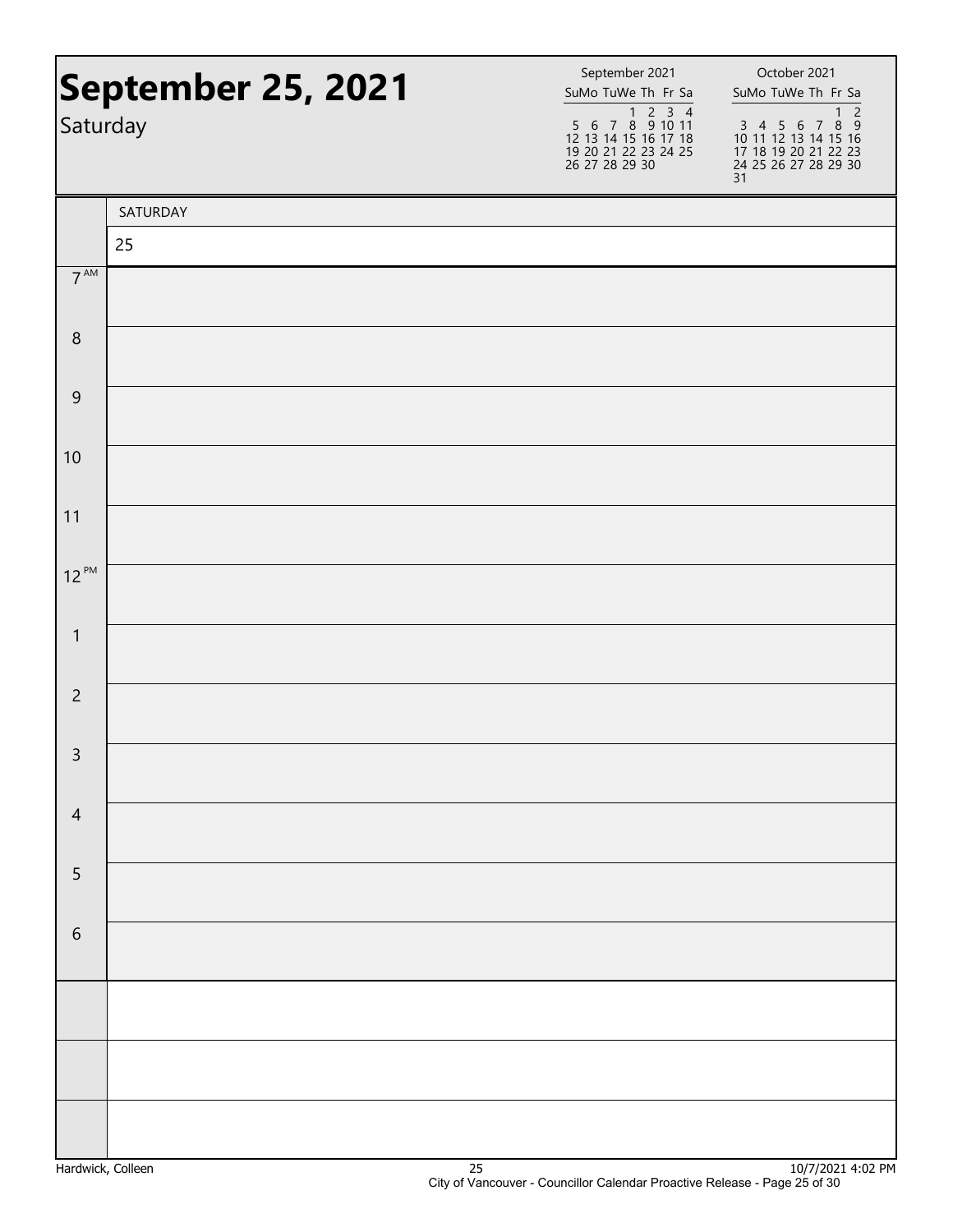# September 25, 2021

Saturday

| September 2021 | | | | | | |
|---|---|---|---|---|---|---|
| Su | Mo | Tu | We | Th | Fr | Sa |
| | | | 1 | 2 | 3 | 4 |
| 5 | 6 | 7 | 8 | 9 | 10 | 11 |
| 12 | 13 | 14 | 15 | 16 | 17 | 18 |
| 19 | 20 | 21 | 22 | 23 | 24 | 25 |
| 26 | 27 | 28 | 29 | 30 | | |

| October 2021 | | | | | | |
|---|---|---|---|---|---|---|
| Su | Mo | Tu | We | Th | Fr | Sa |
| | | | | | 1 | 2 |
| 3 | 4 | 5 | 6 | 7 | 8 | 9 |
| 10 | 11 | 12 | 13 | 14 | 15 | 16 |
| 17 | 18 | 19 | 20 | 21 | 22 | 23 |
| 24 | 25 | 26 | 27 | 28 | 29 | 30 |
| 31 | | | | | | |

| | SATURDAY |
|---|---|
| | 25 |
| 7 AM | |
| 8 | |
| 9 | |
| 10 | |
| 11 | |
| 12 PM | |
| 1 | |
| 2 | |
| 3 | |
| 4 | |
| 5 | |
| 6 | |
| | |
| | |
| | |

Hardwick, Colleen

10/7/2021 4:02 PM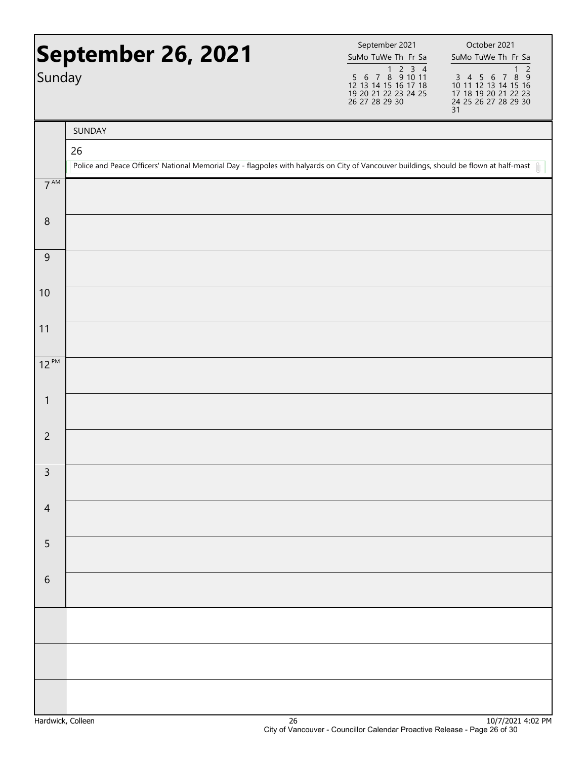# September 26, 2021

Sunday

| September 2021 | | | | | | |
|---|---|---|---|---|---|---|
| Su | Mo | Tu | We | Th | Fr | Sa |
| | | | 1 | 2 | 3 | 4 |
| 5 | 6 | 7 | 8 | 9 | 10 | 11 |
| 12 | 13 | 14 | 15 | 16 | 17 | 18 |
| 19 | 20 | 21 | 22 | 23 | 24 | 25 |
| 26 | 27 | 28 | 29 | 30 | | |

| October 2021 | | | | | | |
|---|---|---|---|---|---|---|
| Su | Mo | Tu | We | Th | Fr | Sa |
| | | | | | 1 | 2 |
| 3 | 4 | 5 | 6 | 7 | 8 | 9 |
| 10 | 11 | 12 | 13 | 14 | 15 | 16 |
| 17 | 18 | 19 | 20 | 21 | 22 | 23 |
| 24 | 25 | 26 | 27 | 28 | 29 | 30 |
| 31 | | | | | | |

| | SUNDAY |
|---|---|
| | 26 |
| | Police and Peace Officers' National Memorial Day - flagpoles with halyards on City of Vancouver buildings, should be flown at half-mast |
| 7 AM | |
| 8 | |
| 9 | |
| 10 | |
| 11 | |
| 12 PM | |
| 1 | |
| 2 | |
| 3 | |
| 4 | |
| 5 | |
| 6 | |
| | |
| | |
| | |

Hardwick, Colleen

10/7/2021 4:02 PM

City of Vancouver - Councillor Calendar Proactive Release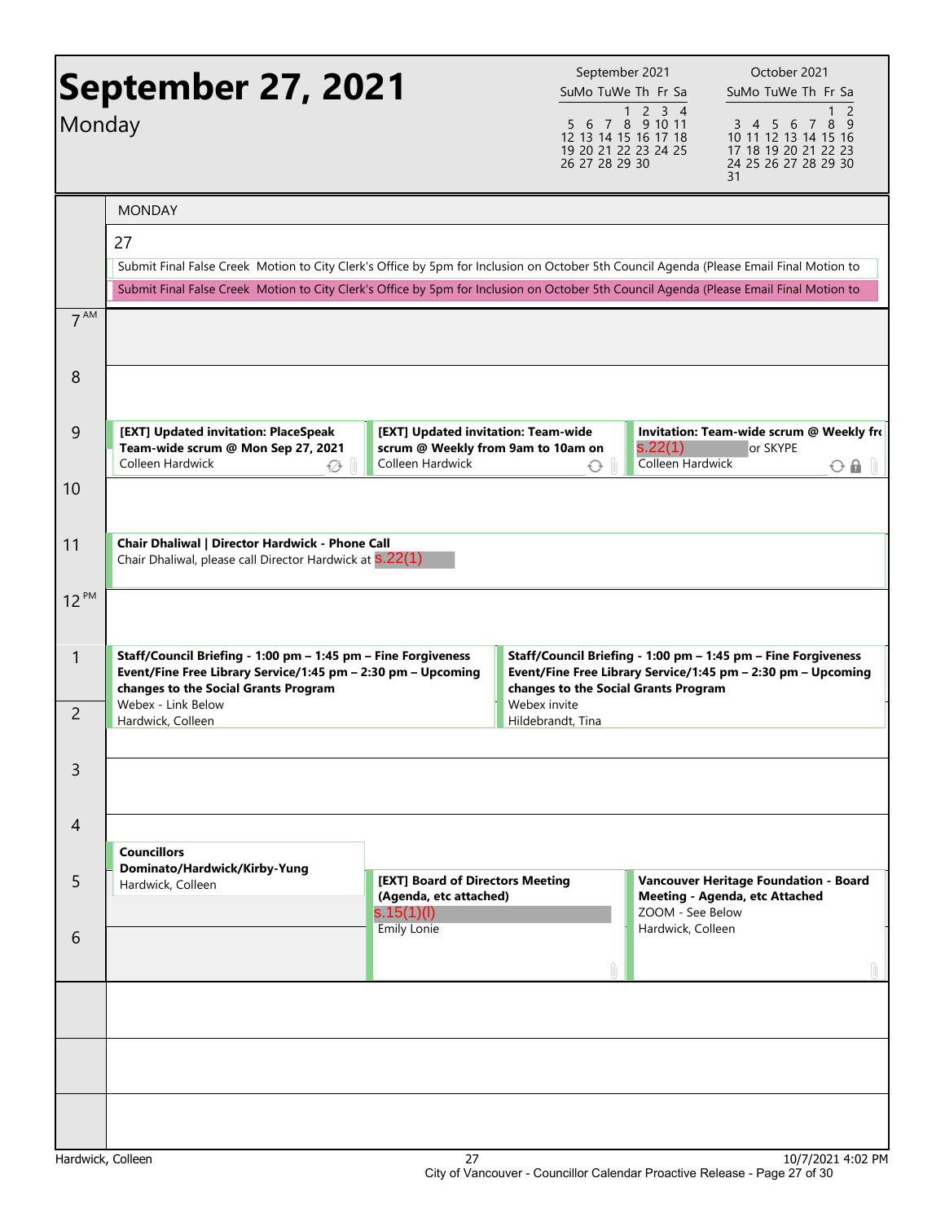# September 27, 2021

Monday

| September 2021 | | | | | | |
|---|---|---|---|---|---|---|
| Su | Mo | Tu | We | Th | Fr | Sa |
| | | | 1 | 2 | 3 | 4 |
| 5 | 6 | 7 | 8 | 9 | 10 | 11 |
| 12 | 13 | 14 | 15 | 16 | 17 | 18 |
| 19 | 20 | 21 | 22 | 23 | 24 | 25 |
| 26 | 27 | 28 | 29 | 30 | | |

| October 2021 | | | | | | |
|---|---|---|---|---|---|---|
| Su | Mo | Tu | We | Th | Fr | Sa |
| | | | | | 1 | 2 |
| 3 | 4 | 5 | 6 | 7 | 8 | 9 |
| 10 | 11 | 12 | 13 | 14 | 15 | 16 |
| 17 | 18 | 19 | 20 | 21 | 22 | 23 |
| 24 | 25 | 26 | 27 | 28 | 29 | 30 |
| 31 | | | | | | |

MONDAY

27

Submit Final False Creek Motion to City Clerk's Office by 5pm for Inclusion on October 5th Council Agenda (Please Email Final Motion to

Submit Final False Creek Motion to City Clerk's Office by 5pm for Inclusion on October 5th Council Agenda (Please Email Final Motion to

**9 AM**

- **[EXT] Updated invitation: PlaceSpeak Team-wide scrum @ Mon Sep 27, 2021**
  Colleen Hardwick
- **[EXT] Updated invitation: Team-wide scrum @ Weekly from 9am to 10am on**
  Colleen Hardwick
- **Invitation: Team-wide scrum @ Weekly fr**
  s.22(1) or SKYPE
  Colleen Hardwick

**11 AM**

- **Chair Dhaliwal | Director Hardwick - Phone Call**
  Chair Dhaliwal, please call Director Hardwick at s.22(1)

**1 PM**

- **Staff/Council Briefing - 1:00 pm – 1:45 pm – Fine Forgiveness Event/Fine Free Library Service/1:45 pm – 2:30 pm – Upcoming changes to the Social Grants Program**
  Webex - Link Below
  Hardwick, Colleen
- **Staff/Council Briefing - 1:00 pm – 1:45 pm – Fine Forgiveness Event/Fine Free Library Service/1:45 pm – 2:30 pm – Upcoming changes to the Social Grants Program**
  Webex invite
  Hildebrandt, Tina

**4 PM**

- **Councillors Dominato/Hardwick/Kirby-Yung**
  Hardwick, Colleen

**5 PM**

- **[EXT] Board of Directors Meeting (Agenda, etc attached)**
  s.15(1)(l)
  Emily Lonie
- **Vancouver Heritage Foundation - Board Meeting - Agenda, etc Attached**
  ZOOM - See Below
  Hardwick, Colleen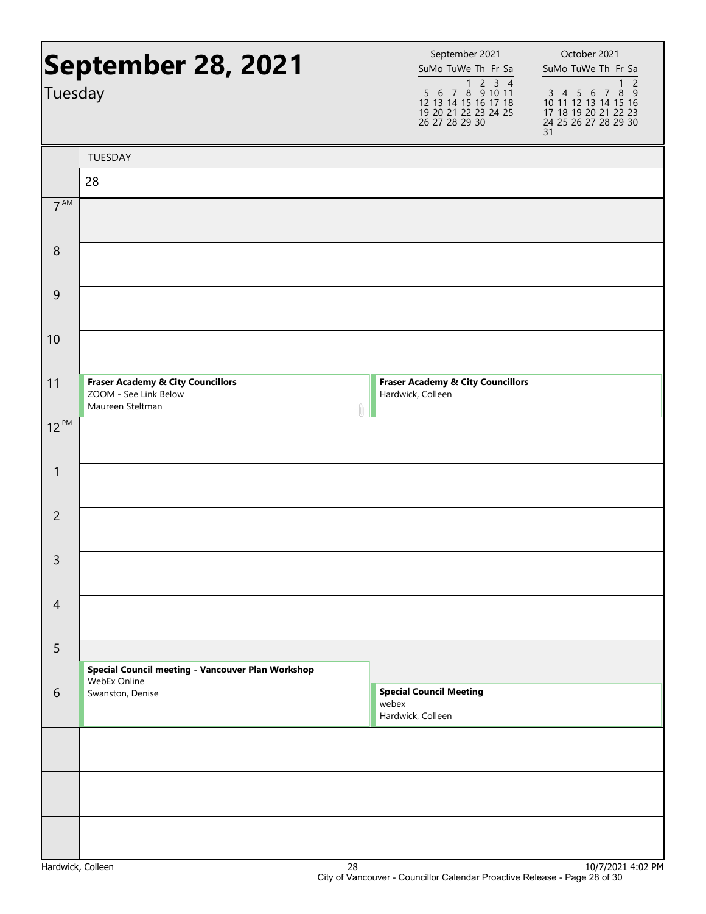# September 28, 2021

Tuesday

| September 2021 | | | | | | |
|---|---|---|---|---|---|---|
| Su | Mo | Tu | We | Th | Fr | Sa |
| | | | 1 | 2 | 3 | 4 |
| 5 | 6 | 7 | 8 | 9 | 10 | 11 |
| 12 | 13 | 14 | 15 | 16 | 17 | 18 |
| 19 | 20 | 21 | 22 | 23 | 24 | 25 |
| 26 | 27 | 28 | 29 | 30 | | |

| October 2021 | | | | | | |
|---|---|---|---|---|---|---|
| Su | Mo | Tu | We | Th | Fr | Sa |
| | | | | | 1 | 2 |
| 3 | 4 | 5 | 6 | 7 | 8 | 9 |
| 10 | 11 | 12 | 13 | 14 | 15 | 16 |
| 17 | 18 | 19 | 20 | 21 | 22 | 23 |
| 24 | 25 | 26 | 27 | 28 | 29 | 30 |
| 31 | | | | | | |

TUESDAY 28

| Time | Event | Event |
|---|---|---|
| 7 AM | | |
| 8 | | |
| 9 | | |
| 10 | | |
| 11 | **Fraser Academy & City Councillors** ZOOM - See Link Below Maureen Steltman | **Fraser Academy & City Councillors** Hardwick, Colleen |
| 12 PM | | |
| 1 | | |
| 2 | | |
| 3 | | |
| 4 | | |
| 5 | | |
| 6 | **Special Council meeting - Vancouver Plan Workshop** WebEx Online Swanston, Denise | **Special Council Meeting** webex Hardwick, Colleen |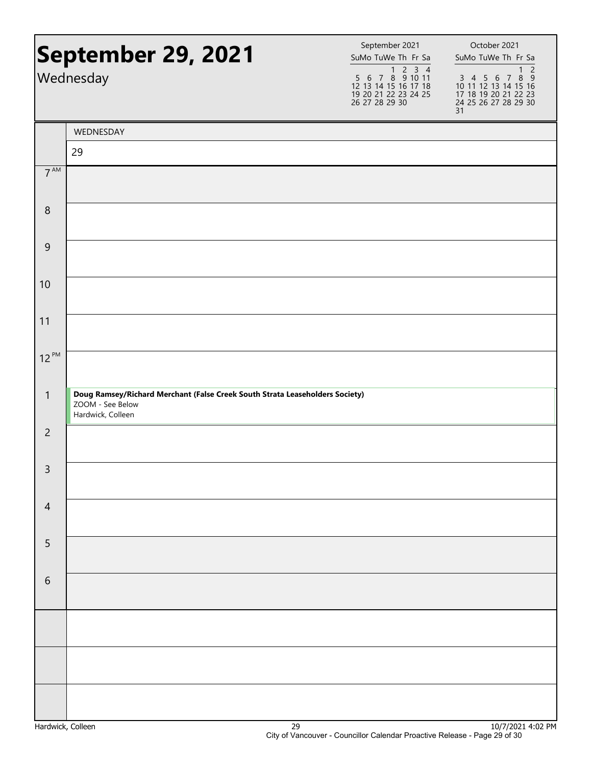# September 29, 2021

Wednesday

| September 2021 | | | | | | |
|---|---|---|---|---|---|---|
| Su | Mo | Tu | We | Th | Fr | Sa |
| | | | 1 | 2 | 3 | 4 |
| 5 | 6 | 7 | 8 | 9 | 10 | 11 |
| 12 | 13 | 14 | 15 | 16 | 17 | 18 |
| 19 | 20 | 21 | 22 | 23 | 24 | 25 |
| 26 | 27 | 28 | 29 | 30 | | |

| October 2021 | | | | | | |
|---|---|---|---|---|---|---|
| Su | Mo | Tu | We | Th | Fr | Sa |
| | | | | | 1 | 2 |
| 3 | 4 | 5 | 6 | 7 | 8 | 9 |
| 10 | 11 | 12 | 13 | 14 | 15 | 16 |
| 17 | 18 | 19 | 20 | 21 | 22 | 23 |
| 24 | 25 | 26 | 27 | 28 | 29 | 30 |
| 31 | | | | | | |

| | WEDNESDAY 29 |
|---|---|
| 7 AM | |
| 8 | |
| 9 | |
| 10 | |
| 11 | |
| 12 PM | |
| 1 | **Doug Ramsey/Richard Merchant (False Creek South Strata Leaseholders Society)**<br>ZOOM - See Below<br>Hardwick, Colleen |
| 2 | |
| 3 | |
| 4 | |
| 5 | |
| 6 | |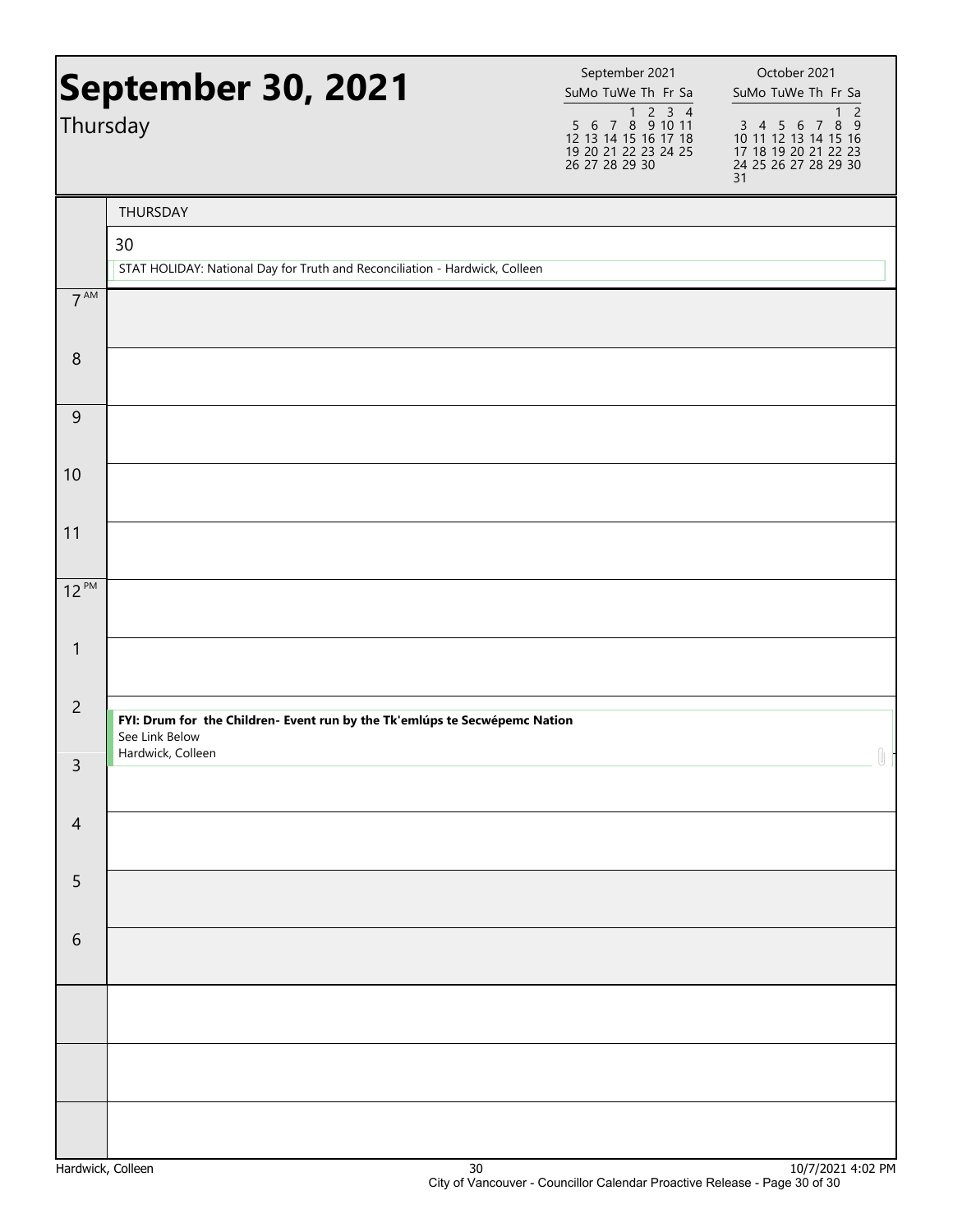# September 30, 2021

Thursday

| September 2021 | | | | | | |
|---|---|---|---|---|---|---|
| Su | Mo | Tu | We | Th | Fr | Sa |
| | | | 1 | 2 | 3 | 4 |
| 5 | 6 | 7 | 8 | 9 | 10 | 11 |
| 12 | 13 | 14 | 15 | 16 | 17 | 18 |
| 19 | 20 | 21 | 22 | 23 | 24 | 25 |
| 26 | 27 | 28 | 29 | 30 | | |

| October 2021 | | | | | | |
|---|---|---|---|---|---|---|
| Su | Mo | Tu | We | Th | Fr | Sa |
| | | | | | 1 | 2 |
| 3 | 4 | 5 | 6 | 7 | 8 | 9 |
| 10 | 11 | 12 | 13 | 14 | 15 | 16 |
| 17 | 18 | 19 | 20 | 21 | 22 | 23 |
| 24 | 25 | 26 | 27 | 28 | 29 | 30 |
| 31 | | | | | | |

THURSDAY

30

STAT HOLIDAY: National Day for Truth and Reconciliation - Hardwick, Colleen

| Time | Event |
|---|---|
| 7 AM | |
| 8 | |
| 9 | |
| 10 | |
| 11 | |
| 12 PM | |
| 1 | |
| 2 | **FYI: Drum for the Children- Event run by the Tk'emlúps te Secwépemc Nation**<br>See Link Below<br>Hardwick, Colleen |
| 3 | |
| 4 | |
| 5 | |
| 6 | |

Hardwick, Colleen

10/7/2021 4:02 PM